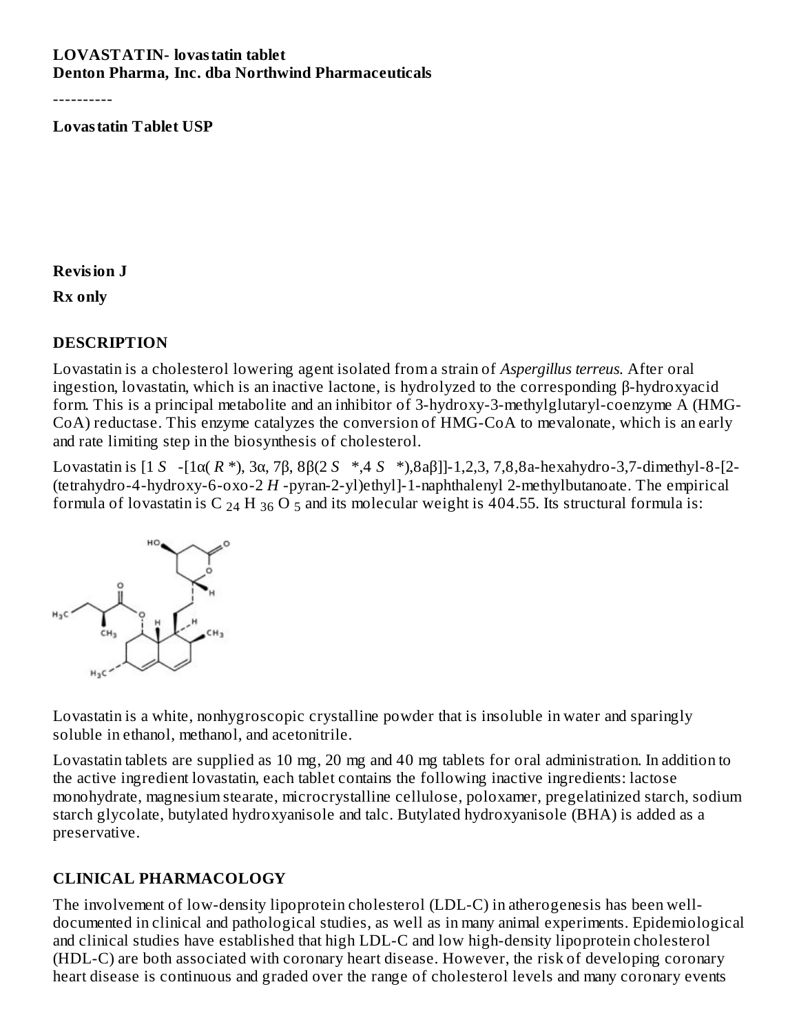**LOVASTATIN- lovastatin tablet**
**Denton Pharma, Inc. dba Northwind Pharmaceuticals**

----------

**Lovastatin Tablet USP**

**Revision J**

**Rx only**

## DESCRIPTION

Lovastatin is a cholesterol lowering agent isolated from a strain of *Aspergillus terreus*. After oral ingestion, lovastatin, which is an inactive lactone, is hydrolyzed to the corresponding β-hydroxyacid form. This is a principal metabolite and an inhibitor of 3-hydroxy-3-methylglutaryl-coenzyme A (HMG-CoA) reductase. This enzyme catalyzes the conversion of HMG-CoA to mevalonate, which is an early and rate limiting step in the biosynthesis of cholesterol.

Lovastatin is [1 *S* -[1α( *R* *), 3α, 7β, 8β(2 *S* *,4 *S* *),8aβ]]-1,2,3, 7,8,8a-hexahydro-3,7-dimethyl-8-[2-(tetrahydro-4-hydroxy-6-oxo-2 *H* -pyran-2-yl)ethyl]-1-naphthalenyl 2-methylbutanoate. The empirical formula of lovastatin is $C_{24}H_{36}O_5$ and its molecular weight is 404.55. Its structural formula is:

Lovastatin is a white, nonhygroscopic crystalline powder that is insoluble in water and sparingly soluble in ethanol, methanol, and acetonitrile.

Lovastatin tablets are supplied as 10 mg, 20 mg and 40 mg tablets for oral administration. In addition to the active ingredient lovastatin, each tablet contains the following inactive ingredients: lactose monohydrate, magnesium stearate, microcrystalline cellulose, poloxamer, pregelatinized starch, sodium starch glycolate, butylated hydroxyanisole and talc. Butylated hydroxyanisole (BHA) is added as a preservative.

## CLINICAL PHARMACOLOGY

The involvement of low-density lipoprotein cholesterol (LDL-C) in atherogenesis has been well-documented in clinical and pathological studies, as well as in many animal experiments. Epidemiological and clinical studies have established that high LDL-C and low high-density lipoprotein cholesterol (HDL-C) are both associated with coronary heart disease. However, the risk of developing coronary heart disease is continuous and graded over the range of cholesterol levels and many coronary events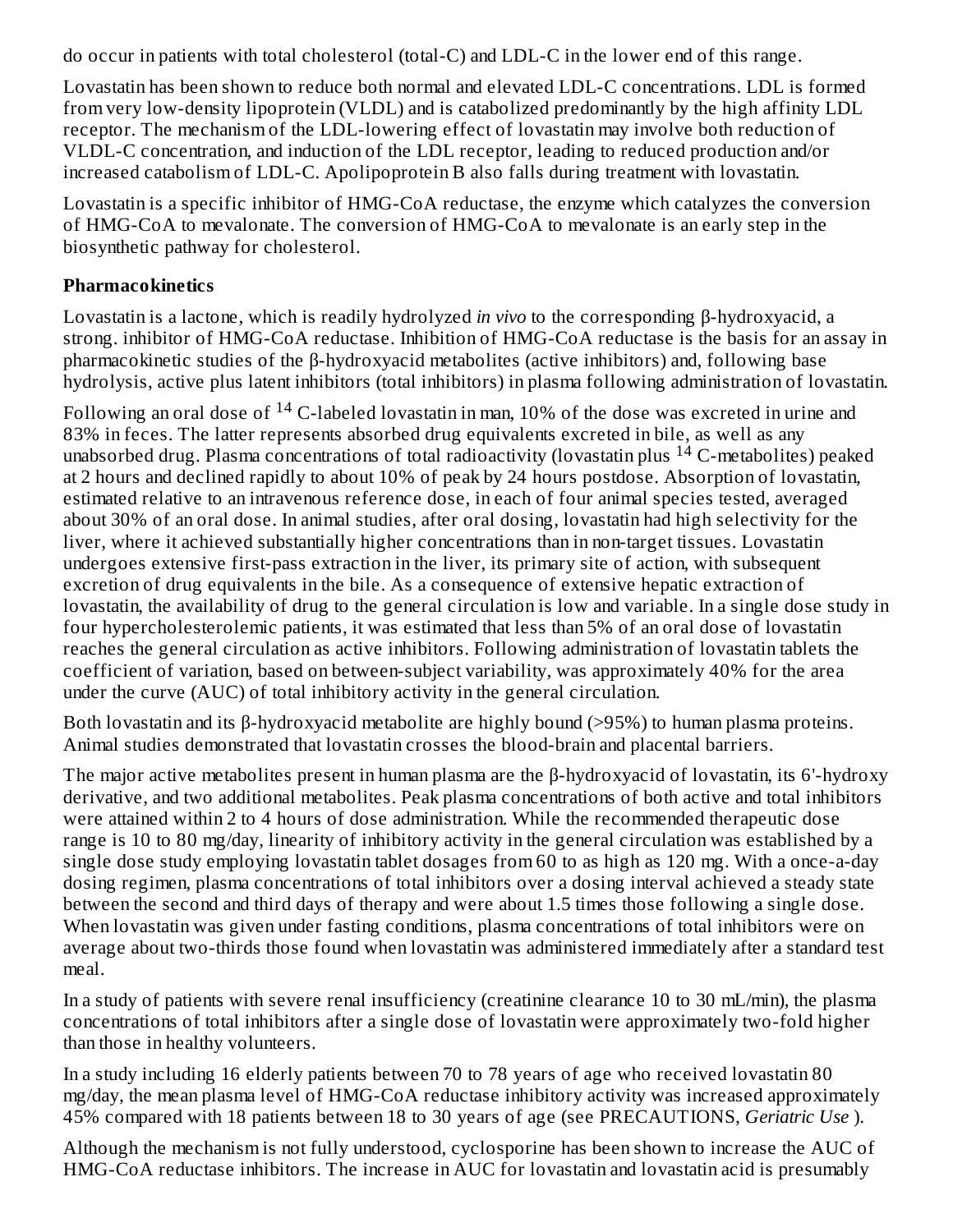do occur in patients with total cholesterol (total-C) and LDL-C in the lower end of this range.

Lovastatin has been shown to reduce both normal and elevated LDL-C concentrations. LDL is formed from very low-density lipoprotein (VLDL) and is catabolized predominantly by the high affinity LDL receptor. The mechanism of the LDL-lowering effect of lovastatin may involve both reduction of VLDL-C concentration, and induction of the LDL receptor, leading to reduced production and/or increased catabolism of LDL-C. Apolipoprotein B also falls during treatment with lovastatin.

Lovastatin is a specific inhibitor of HMG-CoA reductase, the enzyme which catalyzes the conversion of HMG-CoA to mevalonate. The conversion of HMG-CoA to mevalonate is an early step in the biosynthetic pathway for cholesterol.

**Pharmacokinetics**

Lovastatin is a lactone, which is readily hydrolyzed *in vivo* to the corresponding β-hydroxyacid, a strong. inhibitor of HMG-CoA reductase. Inhibition of HMG-CoA reductase is the basis for an assay in pharmacokinetic studies of the β-hydroxyacid metabolites (active inhibitors) and, following base hydrolysis, active plus latent inhibitors (total inhibitors) in plasma following administration of lovastatin.

Following an oral dose of $^{14}$C-labeled lovastatin in man, 10% of the dose was excreted in urine and 83% in feces. The latter represents absorbed drug equivalents excreted in bile, as well as any unabsorbed drug. Plasma concentrations of total radioactivity (lovastatin plus $^{14}$C-metabolites) peaked at 2 hours and declined rapidly to about 10% of peak by 24 hours postdose. Absorption of lovastatin, estimated relative to an intravenous reference dose, in each of four animal species tested, averaged about 30% of an oral dose. In animal studies, after oral dosing, lovastatin had high selectivity for the liver, where it achieved substantially higher concentrations than in non-target tissues. Lovastatin undergoes extensive first-pass extraction in the liver, its primary site of action, with subsequent excretion of drug equivalents in the bile. As a consequence of extensive hepatic extraction of lovastatin, the availability of drug to the general circulation is low and variable. In a single dose study in four hypercholesterolemic patients, it was estimated that less than 5% of an oral dose of lovastatin reaches the general circulation as active inhibitors. Following administration of lovastatin tablets the coefficient of variation, based on between-subject variability, was approximately 40% for the area under the curve (AUC) of total inhibitory activity in the general circulation.

Both lovastatin and its β-hydroxyacid metabolite are highly bound (>95%) to human plasma proteins. Animal studies demonstrated that lovastatin crosses the blood-brain and placental barriers.

The major active metabolites present in human plasma are the β-hydroxyacid of lovastatin, its 6'-hydroxy derivative, and two additional metabolites. Peak plasma concentrations of both active and total inhibitors were attained within 2 to 4 hours of dose administration. While the recommended therapeutic dose range is 10 to 80 mg/day, linearity of inhibitory activity in the general circulation was established by a single dose study employing lovastatin tablet dosages from 60 to as high as 120 mg. With a once-a-day dosing regimen, plasma concentrations of total inhibitors over a dosing interval achieved a steady state between the second and third days of therapy and were about 1.5 times those following a single dose. When lovastatin was given under fasting conditions, plasma concentrations of total inhibitors were on average about two-thirds those found when lovastatin was administered immediately after a standard test meal.

In a study of patients with severe renal insufficiency (creatinine clearance 10 to 30 mL/min), the plasma concentrations of total inhibitors after a single dose of lovastatin were approximately two-fold higher than those in healthy volunteers.

In a study including 16 elderly patients between 70 to 78 years of age who received lovastatin 80 mg/day, the mean plasma level of HMG-CoA reductase inhibitory activity was increased approximately 45% compared with 18 patients between 18 to 30 years of age (see PRECAUTIONS, *Geriatric Use* ).

Although the mechanism is not fully understood, cyclosporine has been shown to increase the AUC of HMG-CoA reductase inhibitors. The increase in AUC for lovastatin and lovastatin acid is presumably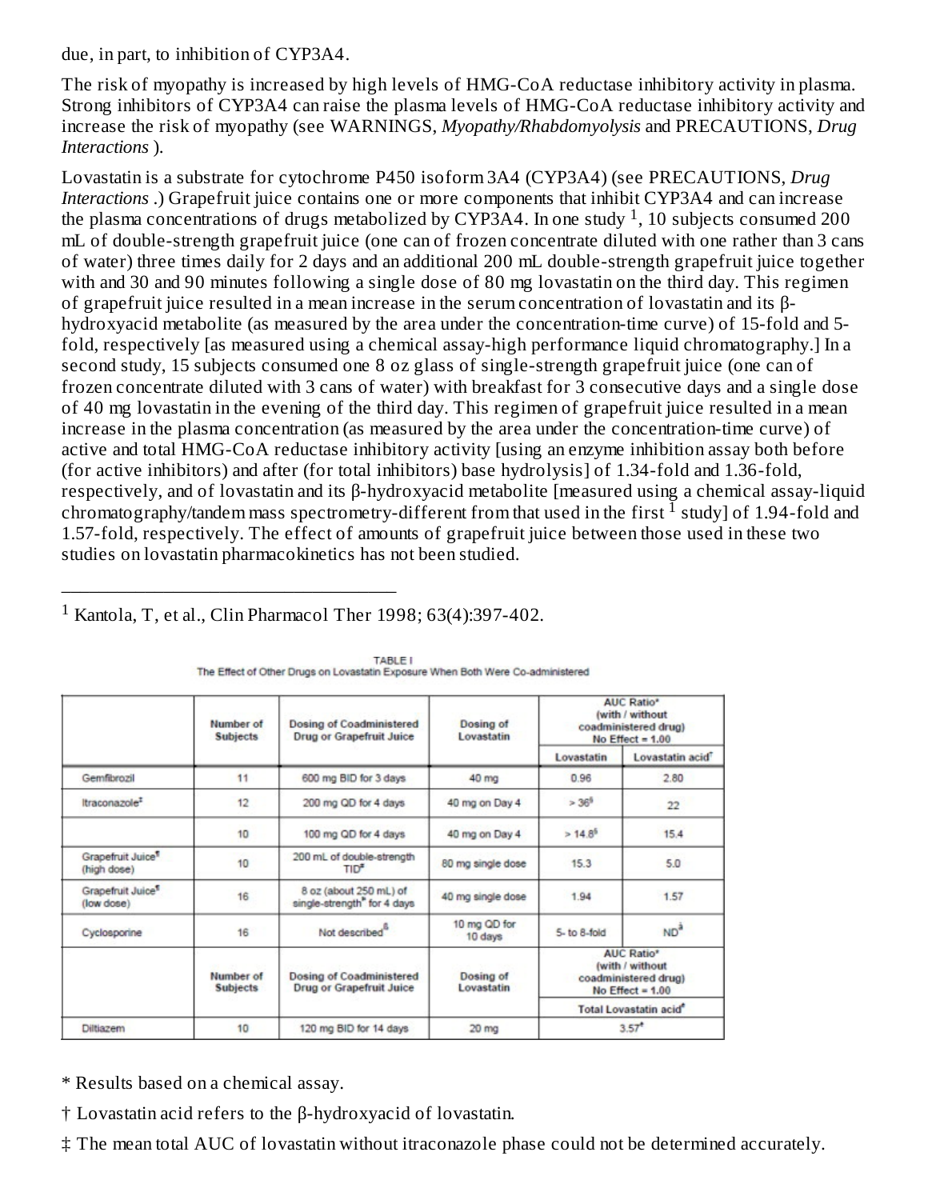due, in part, to inhibition of CYP3A4.

The risk of myopathy is increased by high levels of HMG-CoA reductase inhibitory activity in plasma. Strong inhibitors of CYP3A4 can raise the plasma levels of HMG-CoA reductase inhibitory activity and increase the risk of myopathy (see WARNINGS, *Myopathy/Rhabdomyolysis* and PRECAUTIONS, *Drug Interactions* ).

Lovastatin is a substrate for cytochrome P450 isoform 3A4 (CYP3A4) (see PRECAUTIONS, *Drug Interactions* .) Grapefruit juice contains one or more components that inhibit CYP3A4 and can increase the plasma concentrations of drugs metabolized by CYP3A4. In one study [1], 10 subjects consumed 200 mL of double-strength grapefruit juice (one can of frozen concentrate diluted with one rather than 3 cans of water) three times daily for 2 days and an additional 200 mL double-strength grapefruit juice together with and 30 and 90 minutes following a single dose of 80 mg lovastatin on the third day. This regimen of grapefruit juice resulted in a mean increase in the serum concentration of lovastatin and its β-hydroxyacid metabolite (as measured by the area under the concentration-time curve) of 15-fold and 5-fold, respectively [as measured using a chemical assay-high performance liquid chromatography.] In a second study, 15 subjects consumed one 8 oz glass of single-strength grapefruit juice (one can of frozen concentrate diluted with 3 cans of water) with breakfast for 3 consecutive days and a single dose of 40 mg lovastatin in the evening of the third day. This regimen of grapefruit juice resulted in a mean increase in the plasma concentration (as measured by the area under the concentration-time curve) of active and total HMG-CoA reductase inhibitory activity [using an enzyme inhibition assay both before (for active inhibitors) and after (for total inhibitors) base hydrolysis] of 1.34-fold and 1.36-fold, respectively, and of lovastatin and its β-hydroxyacid metabolite [measured using a chemical assay-liquid chromatography/tandem mass spectrometry-different from that used in the first [1] study] of 1.94-fold and 1.57-fold, respectively. The effect of amounts of grapefruit juice between those used in these two studies on lovastatin pharmacokinetics has not been studied.

---

[1] Kantola, T, et al., Clin Pharmacol Ther 1998; 63(4):397-402.

TABLE I
The Effect of Other Drugs on Lovastatin Exposure When Both Were Co-administered

| | Number of Subjects | Dosing of Coadministered Drug or Grapefruit Juice | Dosing of Lovastatin | AUC Ratio* (with / without coadministered drug) No Effect = 1.00 | |
|---|---|---|---|---|---|
| | | | | Lovastatin | Lovastatin acid† |
| Gemfibrozil | 11 | 600 mg BID for 3 days | 40 mg | 0.96 | 2.80 |
| Itraconazole‡ | 12 | 200 mg QD for 4 days | 40 mg on Day 4 | > 36§ | 22 |
| | 10 | 100 mg QD for 4 days | 40 mg on Day 4 | > 14.8§ | 15.4 |
| Grapefruit Juice¶ (high dose) | 10 | 200 mL of double-strength TID# | 80 mg single dose | 15.3 | 5.0 |
| Grapefruit Juice¶ (low dose) | 16 | 8 oz (about 250 mL) of single-strength Þ for 4 days | 40 mg single dose | 1.94 | 1.57 |
| Cyclosporine | 16 | Not described ß | 10 mg QD for 10 days | 5- to 8-fold | ND à |
| | Number of Subjects | Dosing of Coadministered Drug or Grapefruit Juice | Dosing of Lovastatin | AUC Ratio* (with / without coadministered drug) No Effect = 1.00 | |
| | | | | Total Lovastatin acid è | |
| Diltiazem | 10 | 120 mg BID for 14 days | 20 mg | 3.57 è | |

\* Results based on a chemical assay.

† Lovastatin acid refers to the β-hydroxyacid of lovastatin.

‡ The mean total AUC of lovastatin without itraconazole phase could not be determined accurately.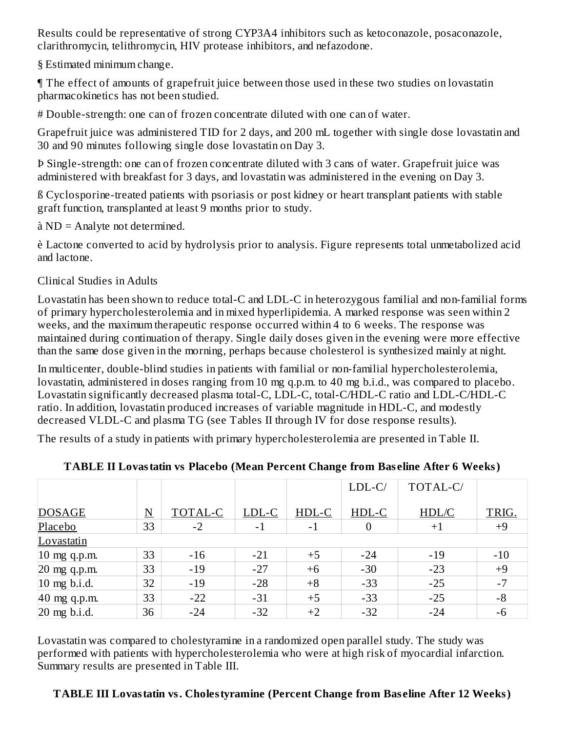Results could be representative of strong CYP3A4 inhibitors such as ketoconazole, posaconazole, clarithromycin, telithromycin, HIV protease inhibitors, and nefazodone.

§ Estimated minimum change.

¶ The effect of amounts of grapefruit juice between those used in these two studies on lovastatin pharmacokinetics has not been studied.

# Double-strength: one can of frozen concentrate diluted with one can of water.

Grapefruit juice was administered TID for 2 days, and 200 mL together with single dose lovastatin and 30 and 90 minutes following single dose lovastatin on Day 3.

Þ Single-strength: one can of frozen concentrate diluted with 3 cans of water. Grapefruit juice was administered with breakfast for 3 days, and lovastatin was administered in the evening on Day 3.

ß Cyclosporine-treated patients with psoriasis or post kidney or heart transplant patients with stable graft function, transplanted at least 9 months prior to study.

à ND = Analyte not determined.

è Lactone converted to acid by hydrolysis prior to analysis. Figure represents total unmetabolized acid and lactone.

Clinical Studies in Adults

Lovastatin has been shown to reduce total-C and LDL-C in heterozygous familial and non-familial forms of primary hypercholesterolemia and in mixed hyperlipidemia. A marked response was seen within 2 weeks, and the maximum therapeutic response occurred within 4 to 6 weeks. The response was maintained during continuation of therapy. Single daily doses given in the evening were more effective than the same dose given in the morning, perhaps because cholesterol is synthesized mainly at night.

In multicenter, double-blind studies in patients with familial or non-familial hypercholesterolemia, lovastatin, administered in doses ranging from 10 mg q.p.m. to 40 mg b.i.d., was compared to placebo. Lovastatin significantly decreased plasma total-C, LDL-C, total-C/HDL-C ratio and LDL-C/HDL-C ratio. In addition, lovastatin produced increases of variable magnitude in HDL-C, and modestly decreased VLDL-C and plasma TG (see Tables II through IV for dose response results).

The results of a study in patients with primary hypercholesterolemia are presented in Table II.

**TABLE II Lovastatin vs Placebo (Mean Percent Change from Baseline After 6 Weeks)**

| DOSAGE | N | TOTAL-C | LDL-C | HDL-C | LDL-C/ HDL-C | TOTAL-C/ HDL/C | TRIG. |
|---|---|---|---|---|---|---|---|
| Placebo | 33 | -2 | -1 | -1 | 0 | +1 | +9 |
| Lovastatin | | | | | | | |
| 10 mg q.p.m. | 33 | -16 | -21 | +5 | -24 | -19 | -10 |
| 20 mg q.p.m. | 33 | -19 | -27 | +6 | -30 | -23 | +9 |
| 10 mg b.i.d. | 32 | -19 | -28 | +8 | -33 | -25 | -7 |
| 40 mg q.p.m. | 33 | -22 | -31 | +5 | -33 | -25 | -8 |
| 20 mg b.i.d. | 36 | -24 | -32 | +2 | -32 | -24 | -6 |

Lovastatin was compared to cholestyramine in a randomized open parallel study. The study was performed with patients with hypercholesterolemia who were at high risk of myocardial infarction. Summary results are presented in Table III.

**TABLE III Lovastatin vs. Cholestyramine (Percent Change from Baseline After 12 Weeks)**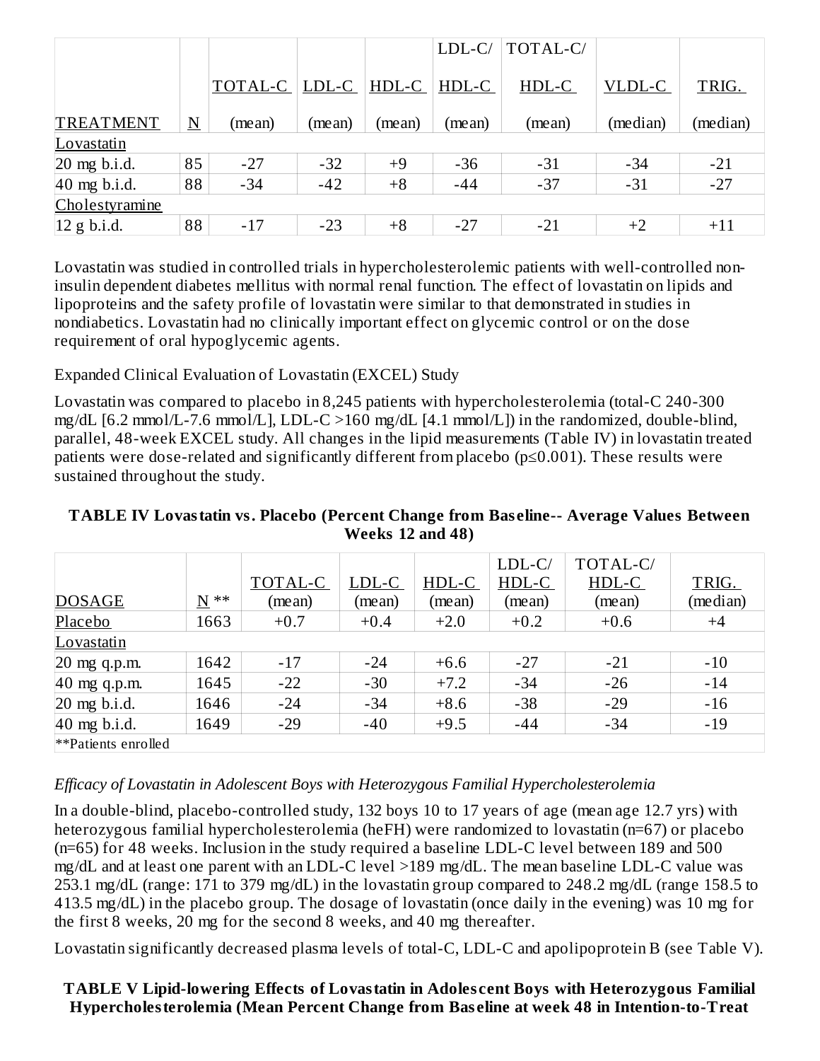| TREATMENT | N | TOTAL-C (mean) | LDL-C (mean) | HDL-C (mean) | LDL-C/ HDL-C (mean) | TOTAL-C/ HDL-C (mean) | VLDL-C (median) | TRIG. (median) |
|---|---|---|---|---|---|---|---|---|
| Lovastatin | | | | | | | | |
| 20 mg b.i.d. | 85 | -27 | -32 | +9 | -36 | -31 | -34 | -21 |
| 40 mg b.i.d. | 88 | -34 | -42 | +8 | -44 | -37 | -31 | -27 |
| Cholestyramine | | | | | | | | |
| 12 g b.i.d. | 88 | -17 | -23 | +8 | -27 | -21 | +2 | +11 |

Lovastatin was studied in controlled trials in hypercholesterolemic patients with well-controlled non-insulin dependent diabetes mellitus with normal renal function. The effect of lovastatin on lipids and lipoproteins and the safety profile of lovastatin were similar to that demonstrated in studies in nondiabetics. Lovastatin had no clinically important effect on glycemic control or on the dose requirement of oral hypoglycemic agents.

Expanded Clinical Evaluation of Lovastatin (EXCEL) Study

Lovastatin was compared to placebo in 8,245 patients with hypercholesterolemia (total-C 240-300 mg/dL [6.2 mmol/L-7.6 mmol/L], LDL-C >160 mg/dL [4.1 mmol/L]) in the randomized, double-blind, parallel, 48-week EXCEL study. All changes in the lipid measurements (Table IV) in lovastatin treated patients were dose-related and significantly different from placebo ($p \leq 0.001$). These results were sustained throughout the study.

**TABLE IV Lovastatin vs. Placebo (Percent Change from Baseline-- Average Values Between Weeks 12 and 48)**

| DOSAGE | N ** | TOTAL-C (mean) | LDL-C (mean) | HDL-C (mean) | LDL-C/ HDL-C (mean) | TOTAL-C/ HDL-C (mean) | TRIG. (median) |
|---|---|---|---|---|---|---|---|
| Placebo | 1663 | +0.7 | +0.4 | +2.0 | +0.2 | +0.6 | +4 |
| Lovastatin | | | | | | | |
| 20 mg q.p.m. | 1642 | -17 | -24 | +6.6 | -27 | -21 | -10 |
| 40 mg q.p.m. | 1645 | -22 | -30 | +7.2 | -34 | -26 | -14 |
| 20 mg b.i.d. | 1646 | -24 | -34 | +8.6 | -38 | -29 | -16 |
| 40 mg b.i.d. | 1649 | -29 | -40 | +9.5 | -44 | -34 | -19 |
| **Patients enrolled | | | | | | | |

*Efficacy of Lovastatin in Adolescent Boys with Heterozygous Familial Hypercholesterolemia*

In a double-blind, placebo-controlled study, 132 boys 10 to 17 years of age (mean age 12.7 yrs) with heterozygous familial hypercholesterolemia (heFH) were randomized to lovastatin (n=67) or placebo (n=65) for 48 weeks. Inclusion in the study required a baseline LDL-C level between 189 and 500 mg/dL and at least one parent with an LDL-C level >189 mg/dL. The mean baseline LDL-C value was 253.1 mg/dL (range: 171 to 379 mg/dL) in the lovastatin group compared to 248.2 mg/dL (range 158.5 to 413.5 mg/dL) in the placebo group. The dosage of lovastatin (once daily in the evening) was 10 mg for the first 8 weeks, 20 mg for the second 8 weeks, and 40 mg thereafter.

Lovastatin significantly decreased plasma levels of total-C, LDL-C and apolipoprotein B (see Table V).

**TABLE V Lipid-lowering Effects of Lovastatin in Adolescent Boys with Heterozygous Familial Hypercholesterolemia (Mean Percent Change from Baseline at week 48 in Intention-to-Treat**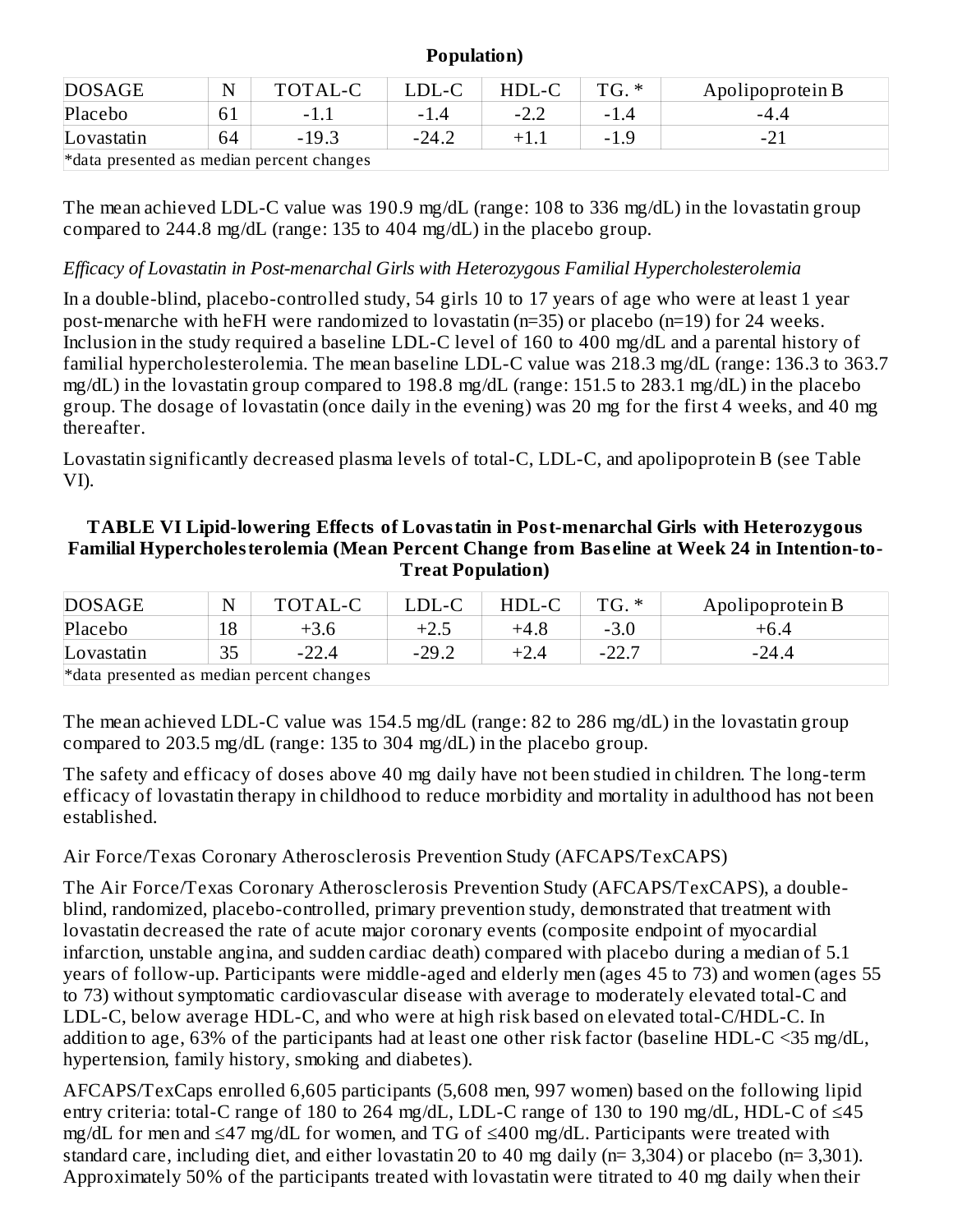**Population)**

| DOSAGE | N | TOTAL-C | LDL-C | HDL-C | TG. * | Apolipoprotein B |
|---|---|---|---|---|---|---|
| Placebo | 61 | -1.1 | -1.4 | -2.2 | -1.4 | -4.4 |
| Lovastatin | 64 | -19.3 | -24.2 | +1.1 | -1.9 | -21 |
| *data presented as median percent changes | | | | | | |

The mean achieved LDL-C value was 190.9 mg/dL (range: 108 to 336 mg/dL) in the lovastatin group compared to 244.8 mg/dL (range: 135 to 404 mg/dL) in the placebo group.

*Efficacy of Lovastatin in Post-menarchal Girls with Heterozygous Familial Hypercholesterolemia*

In a double-blind, placebo-controlled study, 54 girls 10 to 17 years of age who were at least 1 year post-menarche with heFH were randomized to lovastatin (n=35) or placebo (n=19) for 24 weeks. Inclusion in the study required a baseline LDL-C level of 160 to 400 mg/dL and a parental history of familial hypercholesterolemia. The mean baseline LDL-C value was 218.3 mg/dL (range: 136.3 to 363.7 mg/dL) in the lovastatin group compared to 198.8 mg/dL (range: 151.5 to 283.1 mg/dL) in the placebo group. The dosage of lovastatin (once daily in the evening) was 20 mg for the first 4 weeks, and 40 mg thereafter.

Lovastatin significantly decreased plasma levels of total-C, LDL-C, and apolipoprotein B (see Table VI).

**TABLE VI Lipid-lowering Effects of Lovastatin in Post-menarchal Girls with Heterozygous Familial Hypercholesterolemia (Mean Percent Change from Baseline at Week 24 in Intention-to-Treat Population)**

| DOSAGE | N | TOTAL-C | LDL-C | HDL-C | TG. * | Apolipoprotein B |
|---|---|---|---|---|---|---|
| Placebo | 18 | +3.6 | +2.5 | +4.8 | -3.0 | +6.4 |
| Lovastatin | 35 | -22.4 | -29.2 | +2.4 | -22.7 | -24.4 |
| *data presented as median percent changes | | | | | | |

The mean achieved LDL-C value was 154.5 mg/dL (range: 82 to 286 mg/dL) in the lovastatin group compared to 203.5 mg/dL (range: 135 to 304 mg/dL) in the placebo group.

The safety and efficacy of doses above 40 mg daily have not been studied in children. The long-term efficacy of lovastatin therapy in childhood to reduce morbidity and mortality in adulthood has not been established.

Air Force/Texas Coronary Atherosclerosis Prevention Study (AFCAPS/TexCAPS)

The Air Force/Texas Coronary Atherosclerosis Prevention Study (AFCAPS/TexCAPS), a double-blind, randomized, placebo-controlled, primary prevention study, demonstrated that treatment with lovastatin decreased the rate of acute major coronary events (composite endpoint of myocardial infarction, unstable angina, and sudden cardiac death) compared with placebo during a median of 5.1 years of follow-up. Participants were middle-aged and elderly men (ages 45 to 73) and women (ages 55 to 73) without symptomatic cardiovascular disease with average to moderately elevated total-C and LDL-C, below average HDL-C, and who were at high risk based on elevated total-C/HDL-C. In addition to age, 63% of the participants had at least one other risk factor (baseline HDL-C <35 mg/dL, hypertension, family history, smoking and diabetes).

AFCAPS/TexCaps enrolled 6,605 participants (5,608 men, 997 women) based on the following lipid entry criteria: total-C range of 180 to 264 mg/dL, LDL-C range of 130 to 190 mg/dL, HDL-C of ≤45 mg/dL for men and ≤47 mg/dL for women, and TG of ≤400 mg/dL. Participants were treated with standard care, including diet, and either lovastatin 20 to 40 mg daily (n= 3,304) or placebo (n= 3,301). Approximately 50% of the participants treated with lovastatin were titrated to 40 mg daily when their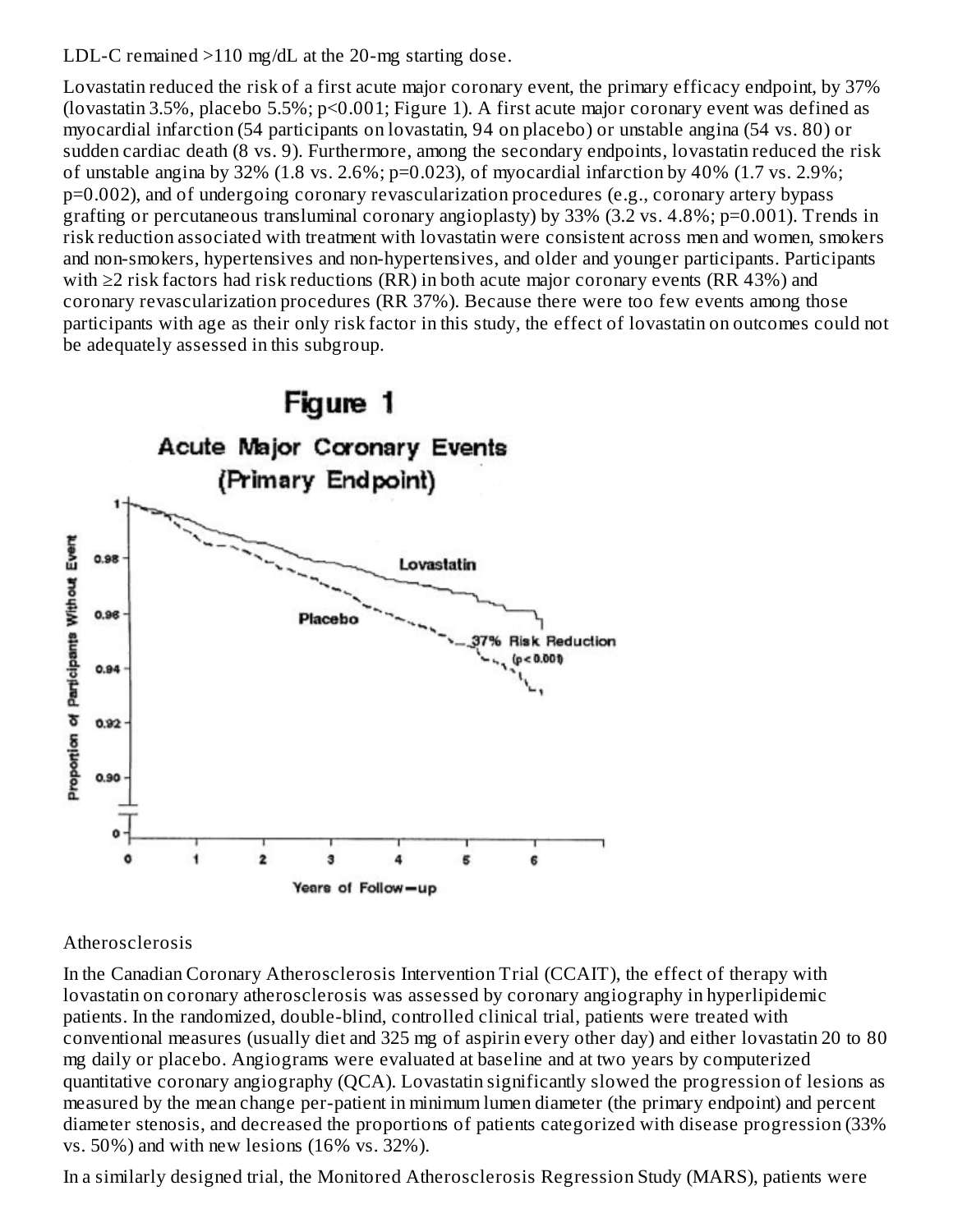LDL-C remained >110 mg/dL at the 20-mg starting dose.

Lovastatin reduced the risk of a first acute major coronary event, the primary efficacy endpoint, by 37% (lovastatin 3.5%, placebo 5.5%; p<0.001; Figure 1). A first acute major coronary event was defined as myocardial infarction (54 participants on lovastatin, 94 on placebo) or unstable angina (54 vs. 80) or sudden cardiac death (8 vs. 9). Furthermore, among the secondary endpoints, lovastatin reduced the risk of unstable angina by 32% (1.8 vs. 2.6%; p=0.023), of myocardial infarction by 40% (1.7 vs. 2.9%; p=0.002), and of undergoing coronary revascularization procedures (e.g., coronary artery bypass grafting or percutaneous transluminal coronary angioplasty) by 33% (3.2 vs. 4.8%; p=0.001). Trends in risk reduction associated with treatment with lovastatin were consistent across men and women, smokers and non-smokers, hypertensives and non-hypertensives, and older and younger participants. Participants with ≥2 risk factors had risk reductions (RR) in both acute major coronary events (RR 43%) and coronary revascularization procedures (RR 37%). Because there were too few events among those participants with age as their only risk factor in this study, the effect of lovastatin on outcomes could not be adequately assessed in this subgroup.

**Figure 1**

**Acute Major Coronary Events (Primary Endpoint)**

Atherosclerosis

In the Canadian Coronary Atherosclerosis Intervention Trial (CCAIT), the effect of therapy with lovastatin on coronary atherosclerosis was assessed by coronary angiography in hyperlipidemic patients. In the randomized, double-blind, controlled clinical trial, patients were treated with conventional measures (usually diet and 325 mg of aspirin every other day) and either lovastatin 20 to 80 mg daily or placebo. Angiograms were evaluated at baseline and at two years by computerized quantitative coronary angiography (QCA). Lovastatin significantly slowed the progression of lesions as measured by the mean change per-patient in minimum lumen diameter (the primary endpoint) and percent diameter stenosis, and decreased the proportions of patients categorized with disease progression (33% vs. 50%) and with new lesions (16% vs. 32%).

In a similarly designed trial, the Monitored Atherosclerosis Regression Study (MARS), patients were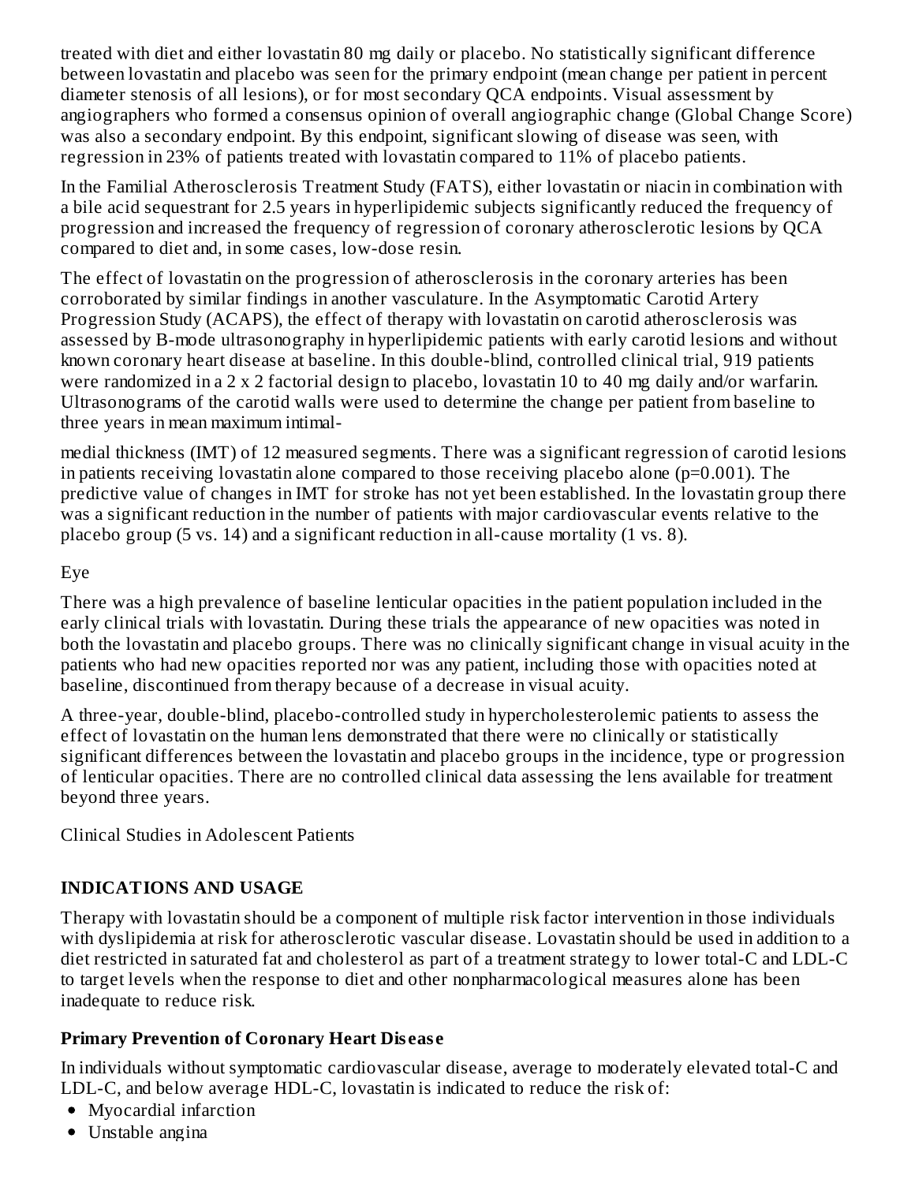treated with diet and either lovastatin 80 mg daily or placebo. No statistically significant difference between lovastatin and placebo was seen for the primary endpoint (mean change per patient in percent diameter stenosis of all lesions), or for most secondary QCA endpoints. Visual assessment by angiographers who formed a consensus opinion of overall angiographic change (Global Change Score) was also a secondary endpoint. By this endpoint, significant slowing of disease was seen, with regression in 23% of patients treated with lovastatin compared to 11% of placebo patients.

In the Familial Atherosclerosis Treatment Study (FATS), either lovastatin or niacin in combination with a bile acid sequestrant for 2.5 years in hyperlipidemic subjects significantly reduced the frequency of progression and increased the frequency of regression of coronary atherosclerotic lesions by QCA compared to diet and, in some cases, low-dose resin.

The effect of lovastatin on the progression of atherosclerosis in the coronary arteries has been corroborated by similar findings in another vasculature. In the Asymptomatic Carotid Artery Progression Study (ACAPS), the effect of therapy with lovastatin on carotid atherosclerosis was assessed by B-mode ultrasonography in hyperlipidemic patients with early carotid lesions and without known coronary heart disease at baseline. In this double-blind, controlled clinical trial, 919 patients were randomized in a 2 x 2 factorial design to placebo, lovastatin 10 to 40 mg daily and/or warfarin. Ultrasonograms of the carotid walls were used to determine the change per patient from baseline to three years in mean maximum intimal-medial thickness (IMT) of 12 measured segments. There was a significant regression of carotid lesions in patients receiving lovastatin alone compared to those receiving placebo alone ($p=0.001$). The predictive value of changes in IMT for stroke has not yet been established. In the lovastatin group there was a significant reduction in the number of patients with major cardiovascular events relative to the placebo group (5 vs. 14) and a significant reduction in all-cause mortality (1 vs. 8).

Eye

There was a high prevalence of baseline lenticular opacities in the patient population included in the early clinical trials with lovastatin. During these trials the appearance of new opacities was noted in both the lovastatin and placebo groups. There was no clinically significant change in visual acuity in the patients who had new opacities reported nor was any patient, including those with opacities noted at baseline, discontinued from therapy because of a decrease in visual acuity.

A three-year, double-blind, placebo-controlled study in hypercholesterolemic patients to assess the effect of lovastatin on the human lens demonstrated that there were no clinically or statistically significant differences between the lovastatin and placebo groups in the incidence, type or progression of lenticular opacities. There are no controlled clinical data assessing the lens available for treatment beyond three years.

Clinical Studies in Adolescent Patients

## INDICATIONS AND USAGE

Therapy with lovastatin should be a component of multiple risk factor intervention in those individuals with dyslipidemia at risk for atherosclerotic vascular disease. Lovastatin should be used in addition to a diet restricted in saturated fat and cholesterol as part of a treatment strategy to lower total-C and LDL-C to target levels when the response to diet and other nonpharmacological measures alone has been inadequate to reduce risk.

### Primary Prevention of Coronary Heart Disease

In individuals without symptomatic cardiovascular disease, average to moderately elevated total-C and LDL-C, and below average HDL-C, lovastatin is indicated to reduce the risk of:

- Myocardial infarction
- Unstable angina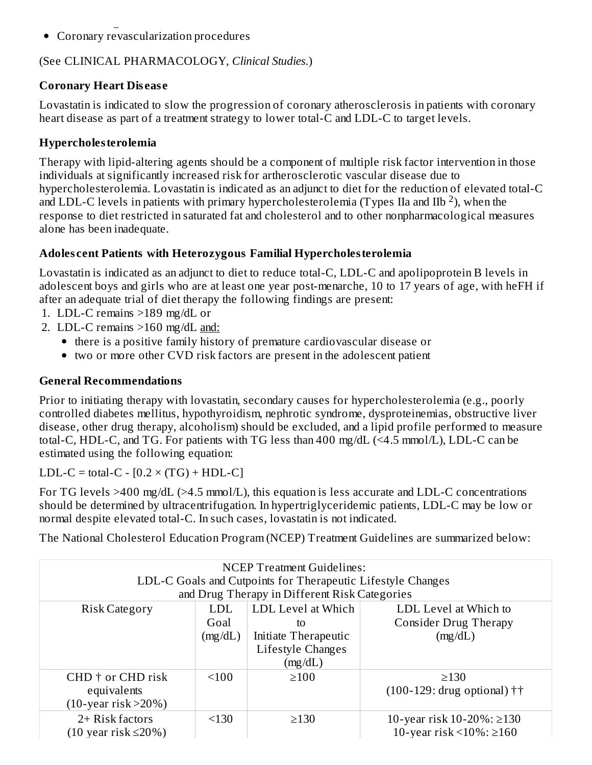- Coronary revascularization procedures

(See CLINICAL PHARMACOLOGY, *Clinical Studies*.)

**Coronary Heart Disease**

Lovastatin is indicated to slow the progression of coronary atherosclerosis in patients with coronary heart disease as part of a treatment strategy to lower total-C and LDL-C to target levels.

**Hypercholesterolemia**

Therapy with lipid-altering agents should be a component of multiple risk factor intervention in those individuals at significantly increased risk for artherosclerotic vascular disease due to hypercholesterolemia. Lovastatin is indicated as an adjunct to diet for the reduction of elevated total-C and LDL-C levels in patients with primary hypercholesterolemia (Types IIa and IIb [2]), when the response to diet restricted in saturated fat and cholesterol and to other nonpharmacological measures alone has been inadequate.

**Adolescent Patients with Heterozygous Familial Hypercholesterolemia**

Lovastatin is indicated as an adjunct to diet to reduce total-C, LDL-C and apolipoprotein B levels in adolescent boys and girls who are at least one year post-menarche, 10 to 17 years of age, with heFH if after an adequate trial of diet therapy the following findings are present:

1. LDL-C remains >189 mg/dL or
2. LDL-C remains >160 mg/dL and:
    - there is a positive family history of premature cardiovascular disease or
    - two or more other CVD risk factors are present in the adolescent patient

**General Recommendations**

Prior to initiating therapy with lovastatin, secondary causes for hypercholesterolemia (e.g., poorly controlled diabetes mellitus, hypothyroidism, nephrotic syndrome, dysproteinemias, obstructive liver disease, other drug therapy, alcoholism) should be excluded, and a lipid profile performed to measure total-C, HDL-C, and TG. For patients with TG less than 400 mg/dL (<4.5 mmol/L), LDL-C can be estimated using the following equation:

$$\text{LDL-C} = \text{total-C} - [0.2 \times (\text{TG}) + \text{HDL-C}]$$

For TG levels >400 mg/dL (>4.5 mmol/L), this equation is less accurate and LDL-C concentrations should be determined by ultracentrifugation. In hypertriglyceridemic patients, LDL-C may be low or normal despite elevated total-C. In such cases, lovastatin is not indicated.

The National Cholesterol Education Program (NCEP) Treatment Guidelines are summarized below:

| NCEP Treatment Guidelines: LDL-C Goals and Cutpoints for Therapeutic Lifestyle Changes and Drug Therapy in Different Risk Categories | | | |
|---|---|---|---|
| Risk Category | LDL Goal (mg/dL) | LDL Level at Which to Initiate Therapeutic Lifestyle Changes (mg/dL) | LDL Level at Which to Consider Drug Therapy (mg/dL) |
| CHD † or CHD risk equivalents (10-year risk >20%) | <100 | ≥100 | ≥130 (100-129: drug optional) †† |
| 2+ Risk factors (10 year risk ≤20%) | <130 | ≥130 | 10-year risk 10-20%: ≥130<br>10-year risk <10%: ≥160 |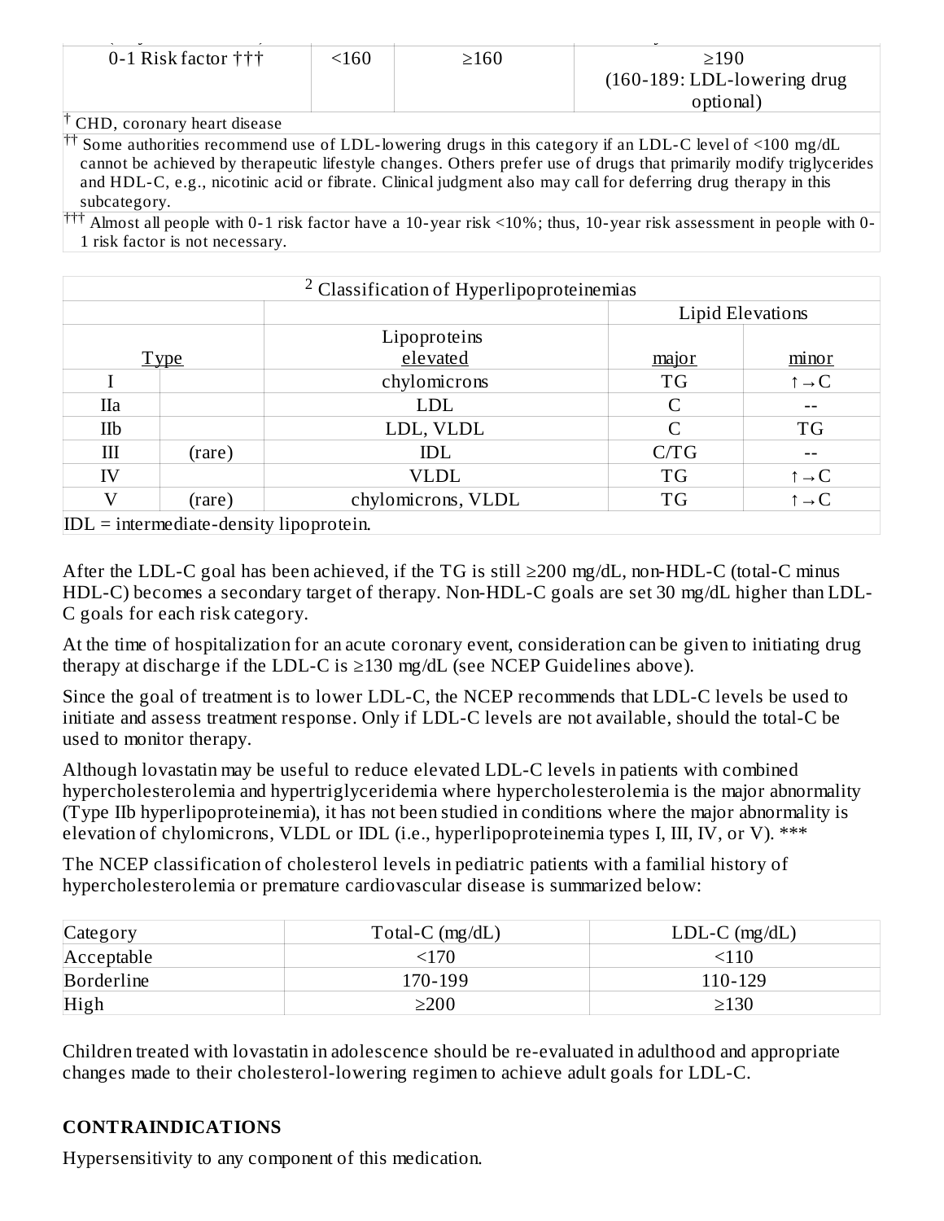| 0-1 Risk factor ††† | <160 | ≥160 | ≥190 (160-189: LDL-lowering drug optional) |
|---|---|---|---|

† CHD, coronary heart disease

†† Some authorities recommend use of LDL-lowering drugs in this category if an LDL-C level of <100 mg/dL cannot be achieved by therapeutic lifestyle changes. Others prefer use of drugs that primarily modify triglycerides and HDL-C, e.g., nicotinic acid or fibrate. Clinical judgment also may call for deferring drug therapy in this subcategory.

††† Almost all people with 0-1 risk factor have a 10-year risk <10%; thus, 10-year risk assessment in people with 0-1 risk factor is not necessary.

[2] Classification of Hyperlipoproteinemias

| Type | | Lipoproteins elevated | Lipid Elevations | |
|---|---|---|---|---|
| | | | major | minor |
| I | | chylomicrons | TG | ↑→C |
| IIa | | LDL | C | -- |
| IIb | | LDL, VLDL | C | TG |
| III | (rare) | IDL | C/TG | -- |
| IV | | VLDL | TG | ↑→C |
| V | (rare) | chylomicrons, VLDL | TG | ↑→C |

IDL = intermediate-density lipoprotein.

After the LDL-C goal has been achieved, if the TG is still ≥200 mg/dL, non-HDL-C (total-C minus HDL-C) becomes a secondary target of therapy. Non-HDL-C goals are set 30 mg/dL higher than LDL-C goals for each risk category.

At the time of hospitalization for an acute coronary event, consideration can be given to initiating drug therapy at discharge if the LDL-C is ≥130 mg/dL (see NCEP Guidelines above).

Since the goal of treatment is to lower LDL-C, the NCEP recommends that LDL-C levels be used to initiate and assess treatment response. Only if LDL-C levels are not available, should the total-C be used to monitor therapy.

Although lovastatin may be useful to reduce elevated LDL-C levels in patients with combined hypercholesterolemia and hypertriglyceridemia where hypercholesterolemia is the major abnormality (Type IIb hyperlipoproteinemia), it has not been studied in conditions where the major abnormality is elevation of chylomicrons, VLDL or IDL (i.e., hyperlipoproteinemia types I, III, IV, or V). ***

The NCEP classification of cholesterol levels in pediatric patients with a familial history of hypercholesterolemia or premature cardiovascular disease is summarized below:

| Category | Total-C (mg/dL) | LDL-C (mg/dL) |
|---|---|---|
| Acceptable | <170 | <110 |
| Borderline | 170-199 | 110-129 |
| High | ≥200 | ≥130 |

Children treated with lovastatin in adolescence should be re-evaluated in adulthood and appropriate changes made to their cholesterol-lowering regimen to achieve adult goals for LDL-C.

## CONTRAINDICATIONS

Hypersensitivity to any component of this medication.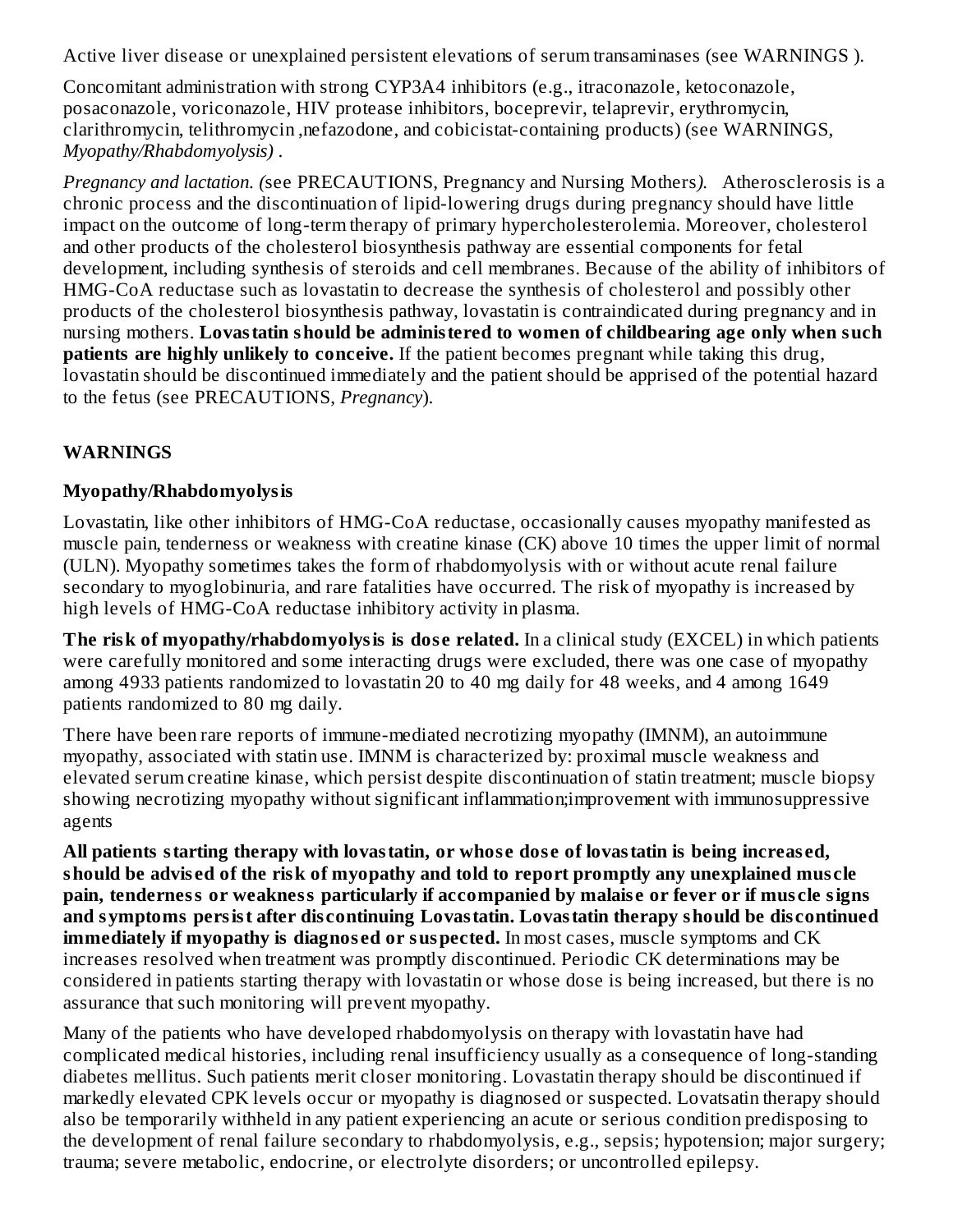Active liver disease or unexplained persistent elevations of serum transaminases (see WARNINGS ).

Concomitant administration with strong CYP3A4 inhibitors (e.g., itraconazole, ketoconazole, posaconazole, voriconazole, HIV protease inhibitors, boceprevir, telaprevir, erythromycin, clarithromycin, telithromycin ,nefazodone, and cobicistat-containing products) (see WARNINGS, *Myopathy/Rhabdomyolysis)* .

*Pregnancy and lactation. (*see PRECAUTIONS, Pregnancy and Nursing Mothers*).* Atherosclerosis is a chronic process and the discontinuation of lipid-lowering drugs during pregnancy should have little impact on the outcome of long-term therapy of primary hypercholesterolemia. Moreover, cholesterol and other products of the cholesterol biosynthesis pathway are essential components for fetal development, including synthesis of steroids and cell membranes. Because of the ability of inhibitors of HMG-CoA reductase such as lovastatin to decrease the synthesis of cholesterol and possibly other products of the cholesterol biosynthesis pathway, lovastatin is contraindicated during pregnancy and in nursing mothers. **Lovastatin should be administered to women of childbearing age only when such patients are highly unlikely to conceive.** If the patient becomes pregnant while taking this drug, lovastatin should be discontinued immediately and the patient should be apprised of the potential hazard to the fetus (see PRECAUTIONS, *Pregnancy*).

## WARNINGS

### Myopathy/Rhabdomyolysis

Lovastatin, like other inhibitors of HMG-CoA reductase, occasionally causes myopathy manifested as muscle pain, tenderness or weakness with creatine kinase (CK) above 10 times the upper limit of normal (ULN). Myopathy sometimes takes the form of rhabdomyolysis with or without acute renal failure secondary to myoglobinuria, and rare fatalities have occurred. The risk of myopathy is increased by high levels of HMG-CoA reductase inhibitory activity in plasma.

**The risk of myopathy/rhabdomyolysis is dose related.** In a clinical study (EXCEL) in which patients were carefully monitored and some interacting drugs were excluded, there was one case of myopathy among 4933 patients randomized to lovastatin 20 to 40 mg daily for 48 weeks, and 4 among 1649 patients randomized to 80 mg daily.

There have been rare reports of immune-mediated necrotizing myopathy (IMNM), an autoimmune myopathy, associated with statin use. IMNM is characterized by: proximal muscle weakness and elevated serum creatine kinase, which persist despite discontinuation of statin treatment; muscle biopsy showing necrotizing myopathy without significant inflammation;improvement with immunosuppressive agents

**All patients starting therapy with lovastatin, or whose dose of lovastatin is being increased, should be advised of the risk of myopathy and told to report promptly any unexplained muscle pain, tenderness or weakness particularly if accompanied by malaise or fever or if muscle signs and symptoms persist after discontinuing Lovastatin. Lovastatin therapy should be discontinued immediately if myopathy is diagnosed or suspected.** In most cases, muscle symptoms and CK increases resolved when treatment was promptly discontinued. Periodic CK determinations may be considered in patients starting therapy with lovastatin or whose dose is being increased, but there is no assurance that such monitoring will prevent myopathy.

Many of the patients who have developed rhabdomyolysis on therapy with lovastatin have had complicated medical histories, including renal insufficiency usually as a consequence of long-standing diabetes mellitus. Such patients merit closer monitoring. Lovastatin therapy should be discontinued if markedly elevated CPK levels occur or myopathy is diagnosed or suspected. Lovatsatin therapy should also be temporarily withheld in any patient experiencing an acute or serious condition predisposing to the development of renal failure secondary to rhabdomyolysis, e.g., sepsis; hypotension; major surgery; trauma; severe metabolic, endocrine, or electrolyte disorders; or uncontrolled epilepsy.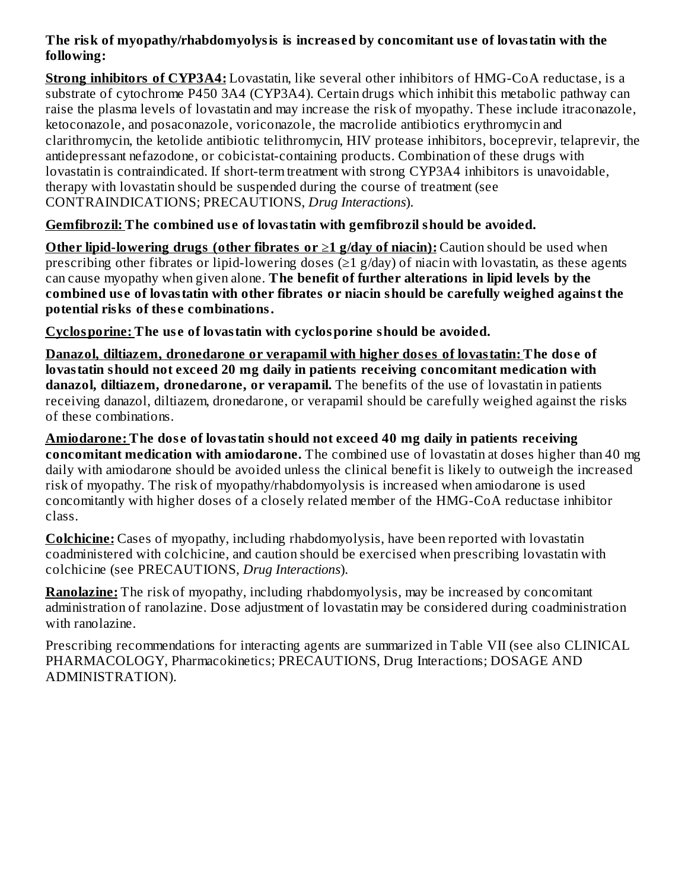**The risk of myopathy/rhabdomyolysis is increased by concomitant use of lovastatin with the following:**

**Strong inhibitors of CYP3A4:** Lovastatin, like several other inhibitors of HMG-CoA reductase, is a substrate of cytochrome P450 3A4 (CYP3A4). Certain drugs which inhibit this metabolic pathway can raise the plasma levels of lovastatin and may increase the risk of myopathy. These include itraconazole, ketoconazole, and posaconazole, voriconazole, the macrolide antibiotics erythromycin and clarithromycin, the ketolide antibiotic telithromycin, HIV protease inhibitors, boceprevir, telaprevir, the antidepressant nefazodone, or cobicistat-containing products. Combination of these drugs with lovastatin is contraindicated. If short-term treatment with strong CYP3A4 inhibitors is unavoidable, therapy with lovastatin should be suspended during the course of treatment (see CONTRAINDICATIONS; PRECAUTIONS, *Drug Interactions*).

**Gemfibrozil: The combined use of lovastatin with gemfibrozil should be avoided.**

**Other lipid-lowering drugs (other fibrates or ≥1 g/day of niacin):** Caution should be used when prescribing other fibrates or lipid-lowering doses (≥1 g/day) of niacin with lovastatin, as these agents can cause myopathy when given alone. **The benefit of further alterations in lipid levels by the combined use of lovastatin with other fibrates or niacin should be carefully weighed against the potential risks of these combinations.**

**Cyclosporine: The use of lovastatin with cyclosporine should be avoided.**

**Danazol, diltiazem, dronedarone or verapamil with higher doses of lovastatin: The dose of lovastatin should not exceed 20 mg daily in patients receiving concomitant medication with danazol, diltiazem, dronedarone, or verapamil.** The benefits of the use of lovastatin in patients receiving danazol, diltiazem, dronedarone, or verapamil should be carefully weighed against the risks of these combinations.

**Amiodarone: The dose of lovastatin should not exceed 40 mg daily in patients receiving concomitant medication with amiodarone.** The combined use of lovastatin at doses higher than 40 mg daily with amiodarone should be avoided unless the clinical benefit is likely to outweigh the increased risk of myopathy. The risk of myopathy/rhabdomyolysis is increased when amiodarone is used concomitantly with higher doses of a closely related member of the HMG-CoA reductase inhibitor class.

**Colchicine:** Cases of myopathy, including rhabdomyolysis, have been reported with lovastatin coadministered with colchicine, and caution should be exercised when prescribing lovastatin with colchicine (see PRECAUTIONS, *Drug Interactions*).

**Ranolazine:** The risk of myopathy, including rhabdomyolysis, may be increased by concomitant administration of ranolazine. Dose adjustment of lovastatin may be considered during coadministration with ranolazine.

Prescribing recommendations for interacting agents are summarized in Table VII (see also CLINICAL PHARMACOLOGY, Pharmacokinetics; PRECAUTIONS, Drug Interactions; DOSAGE AND ADMINISTRATION).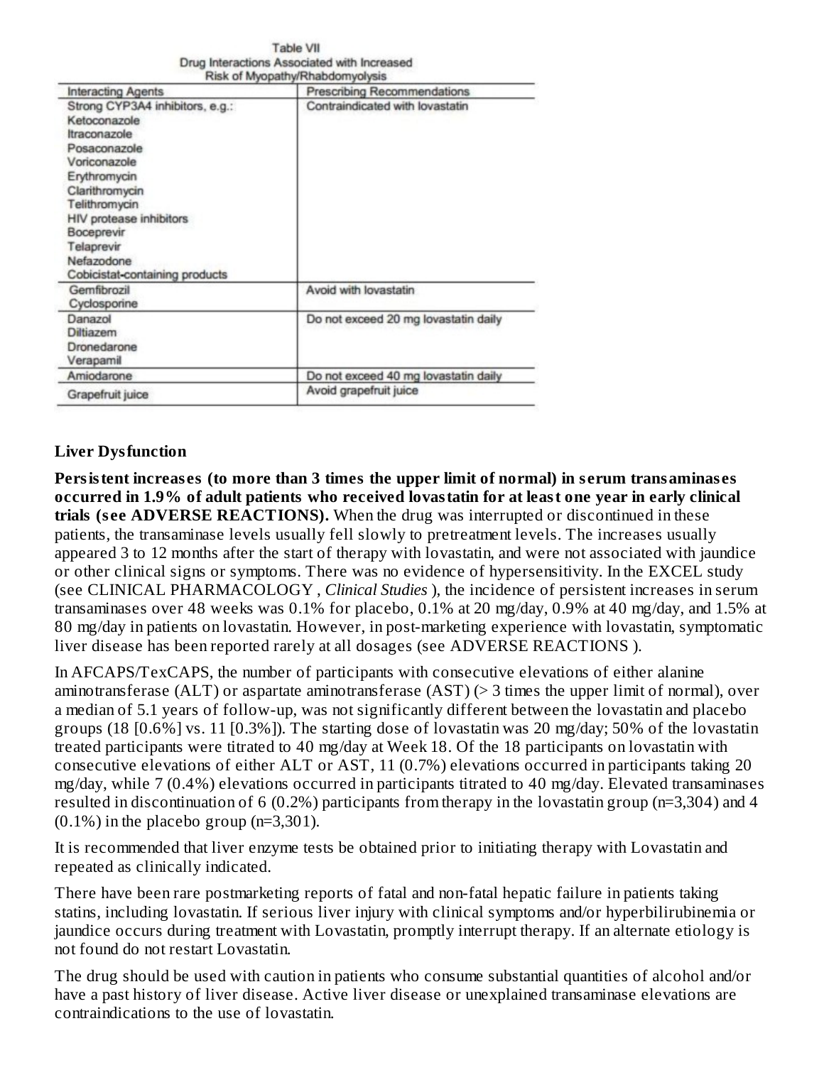Table VII
Drug Interactions Associated with Increased Risk of Myopathy/Rhabdomyolysis

| Interacting Agents | Prescribing Recommendations |
|---|---|
| Strong CYP3A4 inhibitors, e.g.:<br>Ketoconazole<br>Itraconazole<br>Posaconazole<br>Voriconazole<br>Erythromycin<br>Clarithromycin<br>Telithromycin<br>HIV protease inhibitors<br>Boceprevir<br>Telaprevir<br>Nefazodone<br>Cobicistat-containing products | Contraindicated with lovastatin |
| Gemfibrozil<br>Cyclosporine | Avoid with lovastatin |
| Danazol<br>Diltiazem<br>Dronedarone<br>Verapamil | Do not exceed 20 mg lovastatin daily |
| Amiodarone | Do not exceed 40 mg lovastatin daily |
| Grapefruit juice | Avoid grapefruit juice |

**Liver Dysfunction**

**Persistent increases (to more than 3 times the upper limit of normal) in serum transaminases occurred in 1.9% of adult patients who received lovastatin for at least one year in early clinical trials (see ADVERSE REACTIONS).** When the drug was interrupted or discontinued in these patients, the transaminase levels usually fell slowly to pretreatment levels. The increases usually appeared 3 to 12 months after the start of therapy with lovastatin, and were not associated with jaundice or other clinical signs or symptoms. There was no evidence of hypersensitivity. In the EXCEL study (see CLINICAL PHARMACOLOGY , *Clinical Studies* ), the incidence of persistent increases in serum transaminases over 48 weeks was 0.1% for placebo, 0.1% at 20 mg/day, 0.9% at 40 mg/day, and 1.5% at 80 mg/day in patients on lovastatin. However, in post-marketing experience with lovastatin, symptomatic liver disease has been reported rarely at all dosages (see ADVERSE REACTIONS ).

In AFCAPS/TexCAPS, the number of participants with consecutive elevations of either alanine aminotransferase (ALT) or aspartate aminotransferase (AST) (> 3 times the upper limit of normal), over a median of 5.1 years of follow-up, was not significantly different between the lovastatin and placebo groups (18 [0.6%] vs. 11 [0.3%]). The starting dose of lovastatin was 20 mg/day; 50% of the lovastatin treated participants were titrated to 40 mg/day at Week 18. Of the 18 participants on lovastatin with consecutive elevations of either ALT or AST, 11 (0.7%) elevations occurred in participants taking 20 mg/day, while 7 (0.4%) elevations occurred in participants titrated to 40 mg/day. Elevated transaminases resulted in discontinuation of 6 (0.2%) participants from therapy in the lovastatin group (n=3,304) and 4 (0.1%) in the placebo group (n=3,301).

It is recommended that liver enzyme tests be obtained prior to initiating therapy with Lovastatin and repeated as clinically indicated.

There have been rare postmarketing reports of fatal and non-fatal hepatic failure in patients taking statins, including lovastatin. If serious liver injury with clinical symptoms and/or hyperbilirubinemia or jaundice occurs during treatment with Lovastatin, promptly interrupt therapy. If an alternate etiology is not found do not restart Lovastatin.

The drug should be used with caution in patients who consume substantial quantities of alcohol and/or have a past history of liver disease. Active liver disease or unexplained transaminase elevations are contraindications to the use of lovastatin.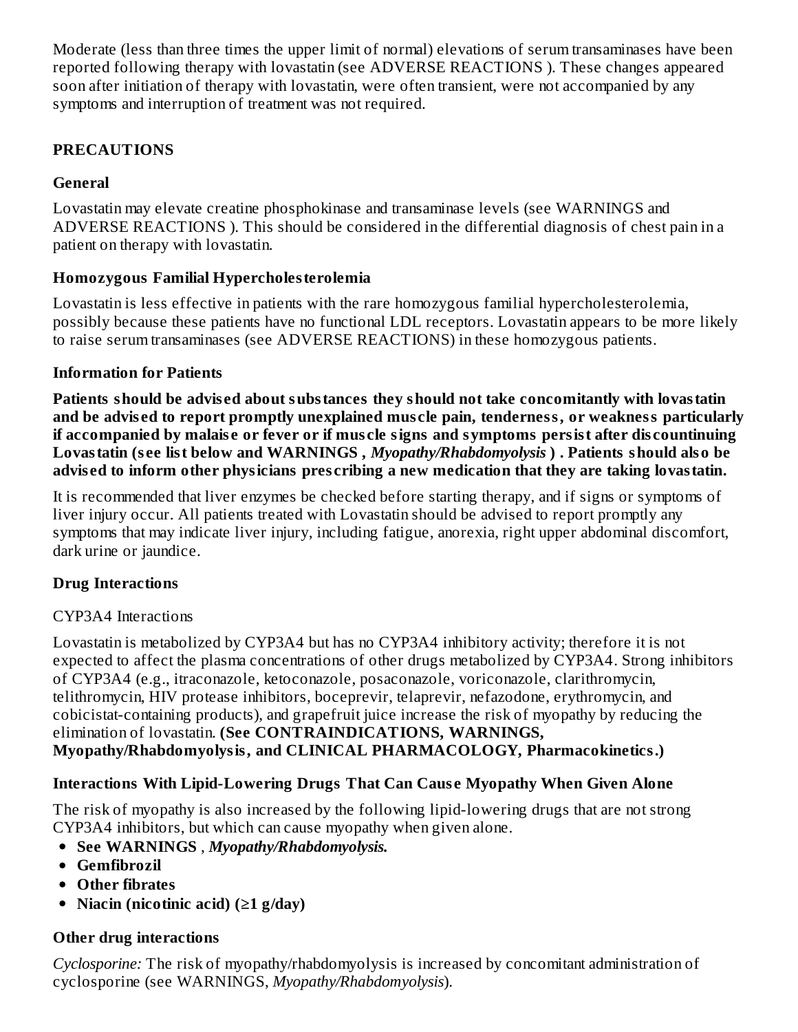Moderate (less than three times the upper limit of normal) elevations of serum transaminases have been reported following therapy with lovastatin (see ADVERSE REACTIONS ). These changes appeared soon after initiation of therapy with lovastatin, were often transient, were not accompanied by any symptoms and interruption of treatment was not required.

## PRECAUTIONS

### General

Lovastatin may elevate creatine phosphokinase and transaminase levels (see WARNINGS and ADVERSE REACTIONS ). This should be considered in the differential diagnosis of chest pain in a patient on therapy with lovastatin.

### Homozygous Familial Hypercholesterolemia

Lovastatin is less effective in patients with the rare homozygous familial hypercholesterolemia, possibly because these patients have no functional LDL receptors. Lovastatin appears to be more likely to raise serum transaminases (see ADVERSE REACTIONS) in these homozygous patients.

### Information for Patients

**Patients should be advised about substances they should not take concomitantly with lovastatin and be advised to report promptly unexplained muscle pain, tenderness, or weakness particularly if accompanied by malaise or fever or if muscle signs and symptoms persist after discountinuing Lovastatin (see list below and WARNINGS , *Myopathy/Rhabdomyolysis* ) . Patients should also be advised to inform other physicians prescribing a new medication that they are taking lovastatin.**

It is recommended that liver enzymes be checked before starting therapy, and if signs or symptoms of liver injury occur. All patients treated with Lovastatin should be advised to report promptly any symptoms that may indicate liver injury, including fatigue, anorexia, right upper abdominal discomfort, dark urine or jaundice.

### Drug Interactions

CYP3A4 Interactions

Lovastatin is metabolized by CYP3A4 but has no CYP3A4 inhibitory activity; therefore it is not expected to affect the plasma concentrations of other drugs metabolized by CYP3A4. Strong inhibitors of CYP3A4 (e.g., itraconazole, ketoconazole, posaconazole, voriconazole, clarithromycin, telithromycin, HIV protease inhibitors, boceprevir, telaprevir, nefazodone, erythromycin, and cobicistat-containing products), and grapefruit juice increase the risk of myopathy by reducing the elimination of lovastatin. **(See CONTRAINDICATIONS, WARNINGS, Myopathy/Rhabdomyolysis, and CLINICAL PHARMACOLOGY, Pharmacokinetics.)**

### Interactions With Lipid-Lowering Drugs That Can Cause Myopathy When Given Alone

The risk of myopathy is also increased by the following lipid-lowering drugs that are not strong CYP3A4 inhibitors, but which can cause myopathy when given alone.

- **See WARNINGS** , ***Myopathy/Rhabdomyolysis.***
- **Gemfibrozil**
- **Other fibrates**
- **Niacin (nicotinic acid) (≥1 g/day)**

### Other drug interactions

*Cyclosporine:* The risk of myopathy/rhabdomyolysis is increased by concomitant administration of cyclosporine (see WARNINGS, *Myopathy/Rhabdomyolysis*).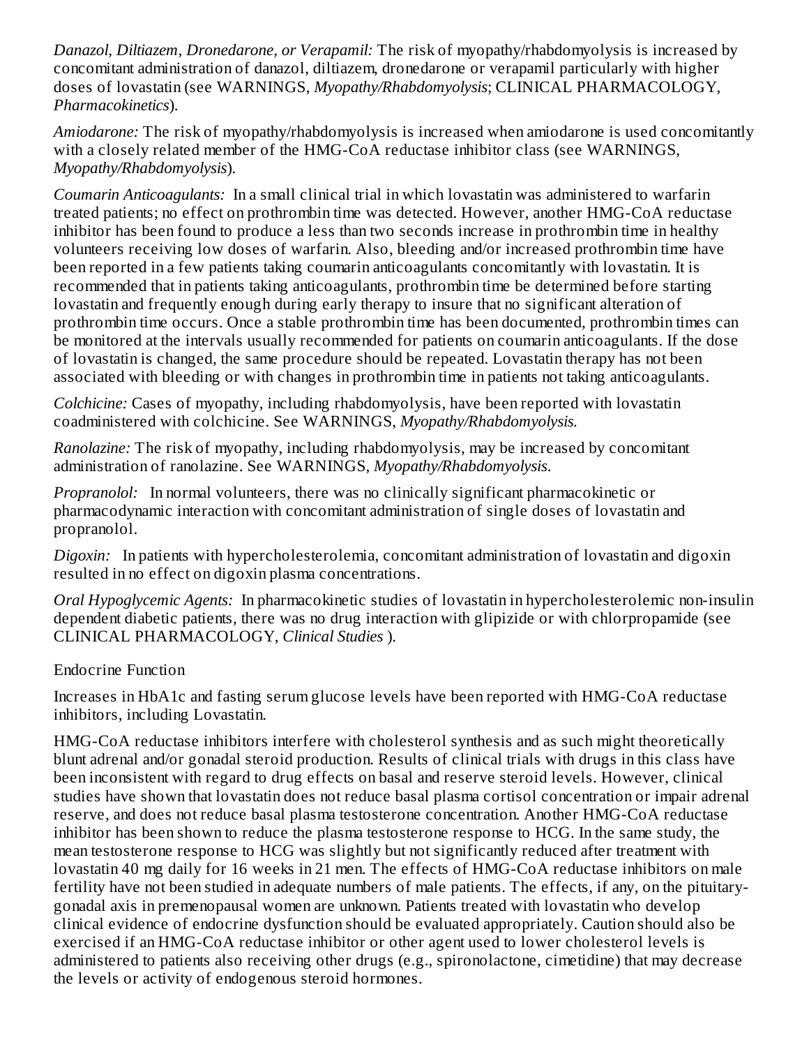*Danazol, Diltiazem, Dronedarone, or Verapamil:* The risk of myopathy/rhabdomyolysis is increased by concomitant administration of danazol, diltiazem, dronedarone or verapamil particularly with higher doses of lovastatin (see WARNINGS, *Myopathy/Rhabdomyolysis*; CLINICAL PHARMACOLOGY, *Pharmacokinetics*).

*Amiodarone:* The risk of myopathy/rhabdomyolysis is increased when amiodarone is used concomitantly with a closely related member of the HMG-CoA reductase inhibitor class (see WARNINGS, *Myopathy/Rhabdomyolysis*).

*Coumarin Anticoagulants:* In a small clinical trial in which lovastatin was administered to warfarin treated patients; no effect on prothrombin time was detected. However, another HMG-CoA reductase inhibitor has been found to produce a less than two seconds increase in prothrombin time in healthy volunteers receiving low doses of warfarin. Also, bleeding and/or increased prothrombin time have been reported in a few patients taking coumarin anticoagulants concomitantly with lovastatin. It is recommended that in patients taking anticoagulants, prothrombin time be determined before starting lovastatin and frequently enough during early therapy to insure that no significant alteration of prothrombin time occurs. Once a stable prothrombin time has been documented, prothrombin times can be monitored at the intervals usually recommended for patients on coumarin anticoagulants. If the dose of lovastatin is changed, the same procedure should be repeated. Lovastatin therapy has not been associated with bleeding or with changes in prothrombin time in patients not taking anticoagulants.

*Colchicine:* Cases of myopathy, including rhabdomyolysis, have been reported with lovastatin coadministered with colchicine. See WARNINGS, *Myopathy/Rhabdomyolysis.*

*Ranolazine:* The risk of myopathy, including rhabdomyolysis, may be increased by concomitant administration of ranolazine. See WARNINGS, *Myopathy/Rhabdomyolysis.*

*Propranolol:* In normal volunteers, there was no clinically significant pharmacokinetic or pharmacodynamic interaction with concomitant administration of single doses of lovastatin and propranolol.

*Digoxin:* In patients with hypercholesterolemia, concomitant administration of lovastatin and digoxin resulted in no effect on digoxin plasma concentrations.

*Oral Hypoglycemic Agents:* In pharmacokinetic studies of lovastatin in hypercholesterolemic non-insulin dependent diabetic patients, there was no drug interaction with glipizide or with chlorpropamide (see CLINICAL PHARMACOLOGY, *Clinical Studies* ).

Endocrine Function

Increases in HbA1c and fasting serum glucose levels have been reported with HMG-CoA reductase inhibitors, including Lovastatin.

HMG-CoA reductase inhibitors interfere with cholesterol synthesis and as such might theoretically blunt adrenal and/or gonadal steroid production. Results of clinical trials with drugs in this class have been inconsistent with regard to drug effects on basal and reserve steroid levels. However, clinical studies have shown that lovastatin does not reduce basal plasma cortisol concentration or impair adrenal reserve, and does not reduce basal plasma testosterone concentration. Another HMG-CoA reductase inhibitor has been shown to reduce the plasma testosterone response to HCG. In the same study, the mean testosterone response to HCG was slightly but not significantly reduced after treatment with lovastatin 40 mg daily for 16 weeks in 21 men. The effects of HMG-CoA reductase inhibitors on male fertility have not been studied in adequate numbers of male patients. The effects, if any, on the pituitary-gonadal axis in premenopausal women are unknown. Patients treated with lovastatin who develop clinical evidence of endocrine dysfunction should be evaluated appropriately. Caution should also be exercised if an HMG-CoA reductase inhibitor or other agent used to lower cholesterol levels is administered to patients also receiving other drugs (e.g., spironolactone, cimetidine) that may decrease the levels or activity of endogenous steroid hormones.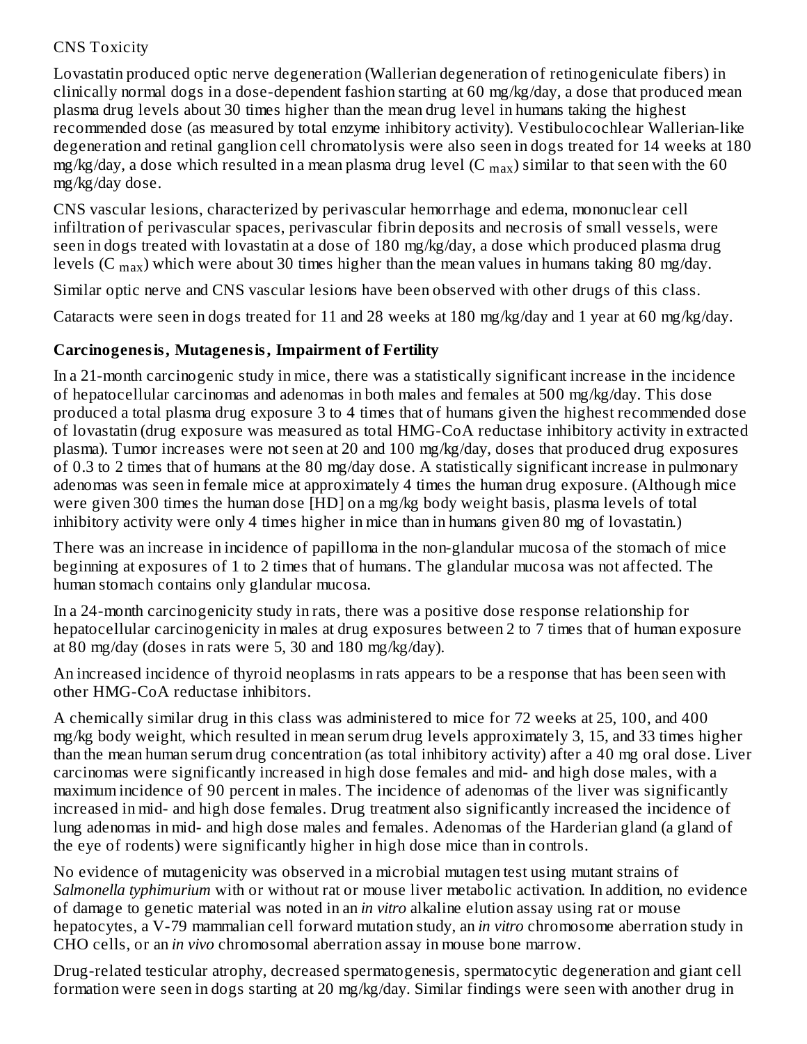CNS Toxicity

Lovastatin produced optic nerve degeneration (Wallerian degeneration of retinogeniculate fibers) in clinically normal dogs in a dose-dependent fashion starting at 60 mg/kg/day, a dose that produced mean plasma drug levels about 30 times higher than the mean drug level in humans taking the highest recommended dose (as measured by total enzyme inhibitory activity). Vestibulocochlear Wallerian-like degeneration and retinal ganglion cell chromatolysis were also seen in dogs treated for 14 weeks at 180 mg/kg/day, a dose which resulted in a mean plasma drug level ($C_{max}$) similar to that seen with the 60 mg/kg/day dose.

CNS vascular lesions, characterized by perivascular hemorrhage and edema, mononuclear cell infiltration of perivascular spaces, perivascular fibrin deposits and necrosis of small vessels, were seen in dogs treated with lovastatin at a dose of 180 mg/kg/day, a dose which produced plasma drug levels ($C_{max}$) which were about 30 times higher than the mean values in humans taking 80 mg/day.

Similar optic nerve and CNS vascular lesions have been observed with other drugs of this class.

Cataracts were seen in dogs treated for 11 and 28 weeks at 180 mg/kg/day and 1 year at 60 mg/kg/day.

**Carcinogenesis, Mutagenesis, Impairment of Fertility**

In a 21-month carcinogenic study in mice, there was a statistically significant increase in the incidence of hepatocellular carcinomas and adenomas in both males and females at 500 mg/kg/day. This dose produced a total plasma drug exposure 3 to 4 times that of humans given the highest recommended dose of lovastatin (drug exposure was measured as total HMG-CoA reductase inhibitory activity in extracted plasma). Tumor increases were not seen at 20 and 100 mg/kg/day, doses that produced drug exposures of 0.3 to 2 times that of humans at the 80 mg/day dose. A statistically significant increase in pulmonary adenomas was seen in female mice at approximately 4 times the human drug exposure. (Although mice were given 300 times the human dose [HD] on a mg/kg body weight basis, plasma levels of total inhibitory activity were only 4 times higher in mice than in humans given 80 mg of lovastatin.)

There was an increase in incidence of papilloma in the non-glandular mucosa of the stomach of mice beginning at exposures of 1 to 2 times that of humans. The glandular mucosa was not affected. The human stomach contains only glandular mucosa.

In a 24-month carcinogenicity study in rats, there was a positive dose response relationship for hepatocellular carcinogenicity in males at drug exposures between 2 to 7 times that of human exposure at 80 mg/day (doses in rats were 5, 30 and 180 mg/kg/day).

An increased incidence of thyroid neoplasms in rats appears to be a response that has been seen with other HMG-CoA reductase inhibitors.

A chemically similar drug in this class was administered to mice for 72 weeks at 25, 100, and 400 mg/kg body weight, which resulted in mean serum drug levels approximately 3, 15, and 33 times higher than the mean human serum drug concentration (as total inhibitory activity) after a 40 mg oral dose. Liver carcinomas were significantly increased in high dose females and mid- and high dose males, with a maximum incidence of 90 percent in males. The incidence of adenomas of the liver was significantly increased in mid- and high dose females. Drug treatment also significantly increased the incidence of lung adenomas in mid- and high dose males and females. Adenomas of the Harderian gland (a gland of the eye of rodents) were significantly higher in high dose mice than in controls.

No evidence of mutagenicity was observed in a microbial mutagen test using mutant strains of *Salmonella typhimurium* with or without rat or mouse liver metabolic activation. In addition, no evidence of damage to genetic material was noted in an *in vitro* alkaline elution assay using rat or mouse hepatocytes, a V-79 mammalian cell forward mutation study, an *in vitro* chromosome aberration study in CHO cells, or an *in vivo* chromosomal aberration assay in mouse bone marrow.

Drug-related testicular atrophy, decreased spermatogenesis, spermatocytic degeneration and giant cell formation were seen in dogs starting at 20 mg/kg/day. Similar findings were seen with another drug in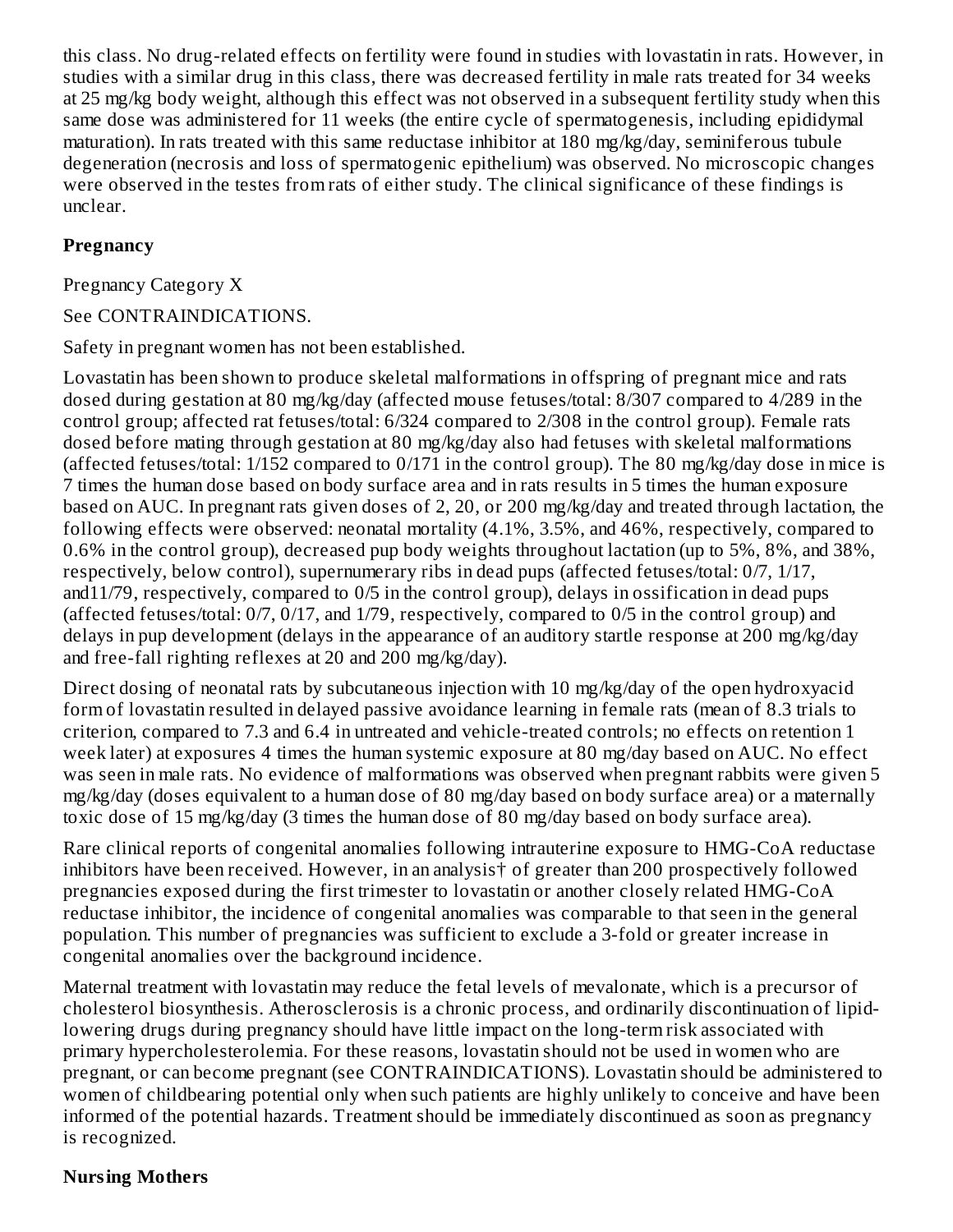this class. No drug-related effects on fertility were found in studies with lovastatin in rats. However, in studies with a similar drug in this class, there was decreased fertility in male rats treated for 34 weeks at 25 mg/kg body weight, although this effect was not observed in a subsequent fertility study when this same dose was administered for 11 weeks (the entire cycle of spermatogenesis, including epididymal maturation). In rats treated with this same reductase inhibitor at 180 mg/kg/day, seminiferous tubule degeneration (necrosis and loss of spermatogenic epithelium) was observed. No microscopic changes were observed in the testes from rats of either study. The clinical significance of these findings is unclear.

**Pregnancy**

Pregnancy Category X

See CONTRAINDICATIONS.

Safety in pregnant women has not been established.

Lovastatin has been shown to produce skeletal malformations in offspring of pregnant mice and rats dosed during gestation at 80 mg/kg/day (affected mouse fetuses/total: 8/307 compared to 4/289 in the control group; affected rat fetuses/total: 6/324 compared to 2/308 in the control group). Female rats dosed before mating through gestation at 80 mg/kg/day also had fetuses with skeletal malformations (affected fetuses/total: 1/152 compared to 0/171 in the control group). The 80 mg/kg/day dose in mice is 7 times the human dose based on body surface area and in rats results in 5 times the human exposure based on AUC. In pregnant rats given doses of 2, 20, or 200 mg/kg/day and treated through lactation, the following effects were observed: neonatal mortality (4.1%, 3.5%, and 46%, respectively, compared to 0.6% in the control group), decreased pup body weights throughout lactation (up to 5%, 8%, and 38%, respectively, below control), supernumerary ribs in dead pups (affected fetuses/total: 0/7, 1/17, and11/79, respectively, compared to 0/5 in the control group), delays in ossification in dead pups (affected fetuses/total: 0/7, 0/17, and 1/79, respectively, compared to 0/5 in the control group) and delays in pup development (delays in the appearance of an auditory startle response at 200 mg/kg/day and free-fall righting reflexes at 20 and 200 mg/kg/day).

Direct dosing of neonatal rats by subcutaneous injection with 10 mg/kg/day of the open hydroxyacid form of lovastatin resulted in delayed passive avoidance learning in female rats (mean of 8.3 trials to criterion, compared to 7.3 and 6.4 in untreated and vehicle-treated controls; no effects on retention 1 week later) at exposures 4 times the human systemic exposure at 80 mg/day based on AUC. No effect was seen in male rats. No evidence of malformations was observed when pregnant rabbits were given 5 mg/kg/day (doses equivalent to a human dose of 80 mg/day based on body surface area) or a maternally toxic dose of 15 mg/kg/day (3 times the human dose of 80 mg/day based on body surface area).

Rare clinical reports of congenital anomalies following intrauterine exposure to HMG-CoA reductase inhibitors have been received. However, in an analysis† of greater than 200 prospectively followed pregnancies exposed during the first trimester to lovastatin or another closely related HMG-CoA reductase inhibitor, the incidence of congenital anomalies was comparable to that seen in the general population. This number of pregnancies was sufficient to exclude a 3-fold or greater increase in congenital anomalies over the background incidence.

Maternal treatment with lovastatin may reduce the fetal levels of mevalonate, which is a precursor of cholesterol biosynthesis. Atherosclerosis is a chronic process, and ordinarily discontinuation of lipid-lowering drugs during pregnancy should have little impact on the long-term risk associated with primary hypercholesterolemia. For these reasons, lovastatin should not be used in women who are pregnant, or can become pregnant (see CONTRAINDICATIONS). Lovastatin should be administered to women of childbearing potential only when such patients are highly unlikely to conceive and have been informed of the potential hazards. Treatment should be immediately discontinued as soon as pregnancy is recognized.

**Nursing Mothers**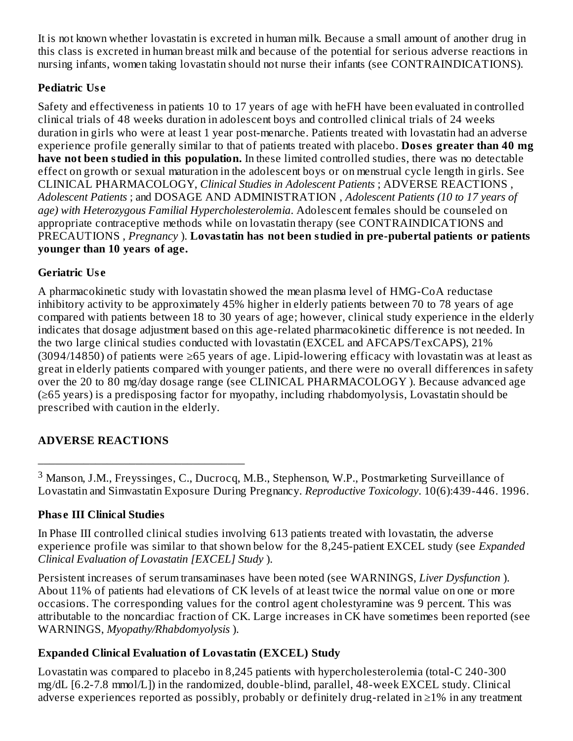It is not known whether lovastatin is excreted in human milk. Because a small amount of another drug in this class is excreted in human breast milk and because of the potential for serious adverse reactions in nursing infants, women taking lovastatin should not nurse their infants (see CONTRAINDICATIONS).

### Pediatric Use

Safety and effectiveness in patients 10 to 17 years of age with heFH have been evaluated in controlled clinical trials of 48 weeks duration in adolescent boys and controlled clinical trials of 24 weeks duration in girls who were at least 1 year post-menarche. Patients treated with lovastatin had an adverse experience profile generally similar to that of patients treated with placebo. **Doses greater than 40 mg have not been studied in this population.** In these limited controlled studies, there was no detectable effect on growth or sexual maturation in the adolescent boys or on menstrual cycle length in girls. See CLINICAL PHARMACOLOGY, *Clinical Studies in Adolescent Patients* ; ADVERSE REACTIONS , *Adolescent Patients* ; and DOSAGE AND ADMINISTRATION , *Adolescent Patients (10 to 17 years of age) with Heterozygous Familial Hypercholesterolemia*. Adolescent females should be counseled on appropriate contraceptive methods while on lovastatin therapy (see CONTRAINDICATIONS and PRECAUTIONS , *Pregnancy* ). **Lovastatin has not been studied in pre-pubertal patients or patients younger than 10 years of age.**

### Geriatric Use

A pharmacokinetic study with lovastatin showed the mean plasma level of HMG-CoA reductase inhibitory activity to be approximately 45% higher in elderly patients between 70 to 78 years of age compared with patients between 18 to 30 years of age; however, clinical study experience in the elderly indicates that dosage adjustment based on this age-related pharmacokinetic difference is not needed. In the two large clinical studies conducted with lovastatin (EXCEL and AFCAPS/TexCAPS), 21% (3094/14850) of patients were ≥65 years of age. Lipid-lowering efficacy with lovastatin was at least as great in elderly patients compared with younger patients, and there were no overall differences in safety over the 20 to 80 mg/day dosage range (see CLINICAL PHARMACOLOGY ). Because advanced age (≥65 years) is a predisposing factor for myopathy, including rhabdomyolysis, Lovastatin should be prescribed with caution in the elderly.

## ADVERSE REACTIONS

---

[3] Manson, J.M., Freyssinges, C., Ducrocq, M.B., Stephenson, W.P., Postmarketing Surveillance of Lovastatin and Simvastatin Exposure During Pregnancy. *Reproductive Toxicology*. 10(6):439-446. 1996.

### Phase III Clinical Studies

In Phase III controlled clinical studies involving 613 patients treated with lovastatin, the adverse experience profile was similar to that shown below for the 8,245-patient EXCEL study (see *Expanded Clinical Evaluation of Lovastatin [EXCEL] Study* ).

Persistent increases of serum transaminases have been noted (see WARNINGS, *Liver Dysfunction* ). About 11% of patients had elevations of CK levels of at least twice the normal value on one or more occasions. The corresponding values for the control agent cholestyramine was 9 percent. This was attributable to the noncardiac fraction of CK. Large increases in CK have sometimes been reported (see WARNINGS, *Myopathy/Rhabdomyolysis* ).

### Expanded Clinical Evaluation of Lovastatin (EXCEL) Study

Lovastatin was compared to placebo in 8,245 patients with hypercholesterolemia (total-C 240-300 mg/dL [6.2-7.8 mmol/L]) in the randomized, double-blind, parallel, 48-week EXCEL study. Clinical adverse experiences reported as possibly, probably or definitely drug-related in ≥1% in any treatment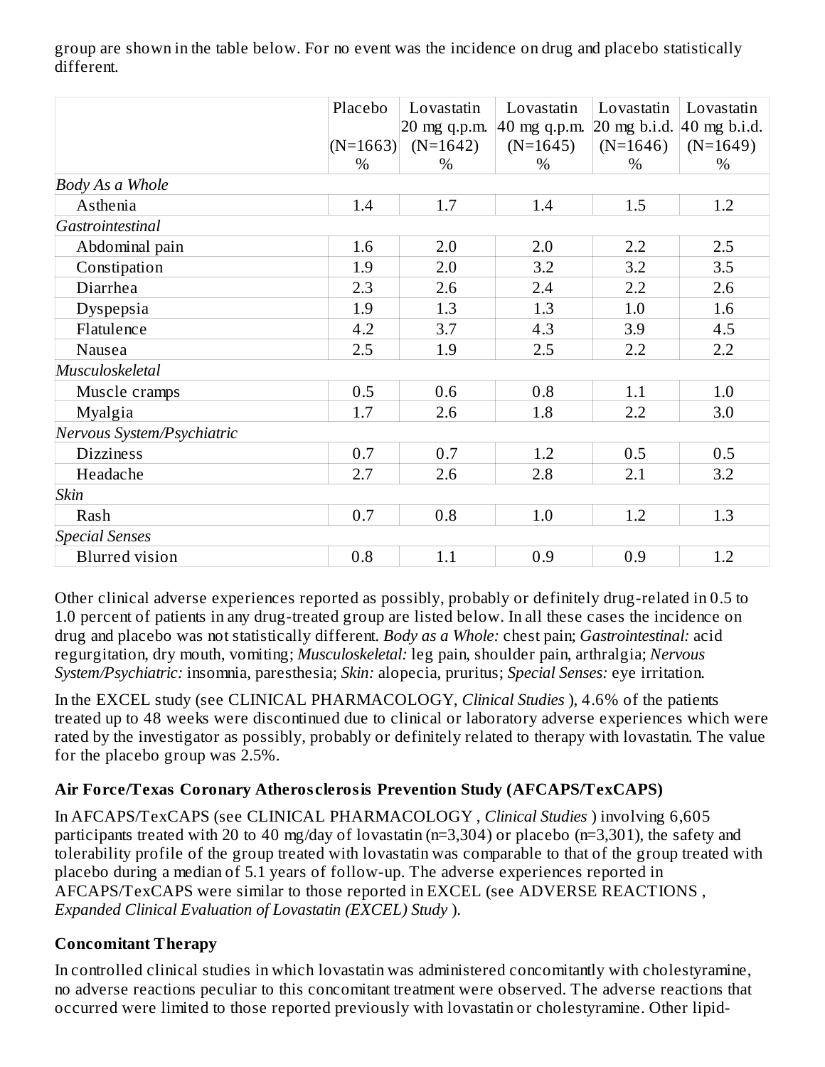group are shown in the table below. For no event was the incidence on drug and placebo statistically different.

| | Placebo (N=1663) % | Lovastatin 20 mg q.p.m. (N=1642) % | Lovastatin 40 mg q.p.m. (N=1645) % | Lovastatin 20 mg b.i.d. (N=1646) % | Lovastatin 40 mg b.i.d. (N=1649) % |
|---|---|---|---|---|---|
| *Body As a Whole* | | | | | |
| Asthenia | 1.4 | 1.7 | 1.4 | 1.5 | 1.2 |
| *Gastrointestinal* | | | | | |
| Abdominal pain | 1.6 | 2.0 | 2.0 | 2.2 | 2.5 |
| Constipation | 1.9 | 2.0 | 3.2 | 3.2 | 3.5 |
| Diarrhea | 2.3 | 2.6 | 2.4 | 2.2 | 2.6 |
| Dyspepsia | 1.9 | 1.3 | 1.3 | 1.0 | 1.6 |
| Flatulence | 4.2 | 3.7 | 4.3 | 3.9 | 4.5 |
| Nausea | 2.5 | 1.9 | 2.5 | 2.2 | 2.2 |
| *Musculoskeletal* | | | | | |
| Muscle cramps | 0.5 | 0.6 | 0.8 | 1.1 | 1.0 |
| Myalgia | 1.7 | 2.6 | 1.8 | 2.2 | 3.0 |
| *Nervous System/Psychiatric* | | | | | |
| Dizziness | 0.7 | 0.7 | 1.2 | 0.5 | 0.5 |
| Headache | 2.7 | 2.6 | 2.8 | 2.1 | 3.2 |
| *Skin* | | | | | |
| Rash | 0.7 | 0.8 | 1.0 | 1.2 | 1.3 |
| *Special Senses* | | | | | |
| Blurred vision | 0.8 | 1.1 | 0.9 | 0.9 | 1.2 |

Other clinical adverse experiences reported as possibly, probably or definitely drug-related in 0.5 to 1.0 percent of patients in any drug-treated group are listed below. In all these cases the incidence on drug and placebo was not statistically different. *Body as a Whole:* chest pain; *Gastrointestinal:* acid regurgitation, dry mouth, vomiting; *Musculoskeletal:* leg pain, shoulder pain, arthralgia; *Nervous System/Psychiatric:* insomnia, paresthesia; *Skin:* alopecia, pruritus; *Special Senses:* eye irritation.

In the EXCEL study (see CLINICAL PHARMACOLOGY, *Clinical Studies* ), 4.6% of the patients treated up to 48 weeks were discontinued due to clinical or laboratory adverse experiences which were rated by the investigator as possibly, probably or definitely related to therapy with lovastatin. The value for the placebo group was 2.5%.

**Air Force/Texas Coronary Atherosclerosis Prevention Study (AFCAPS/TexCAPS)**

In AFCAPS/TexCAPS (see CLINICAL PHARMACOLOGY , *Clinical Studies* ) involving 6,605 participants treated with 20 to 40 mg/day of lovastatin (n=3,304) or placebo (n=3,301), the safety and tolerability profile of the group treated with lovastatin was comparable to that of the group treated with placebo during a median of 5.1 years of follow-up. The adverse experiences reported in AFCAPS/TexCAPS were similar to those reported in EXCEL (see ADVERSE REACTIONS , *Expanded Clinical Evaluation of Lovastatin (EXCEL) Study* ).

**Concomitant Therapy**

In controlled clinical studies in which lovastatin was administered concomitantly with cholestyramine, no adverse reactions peculiar to this concomitant treatment were observed. The adverse reactions that occurred were limited to those reported previously with lovastatin or cholestyramine. Other lipid-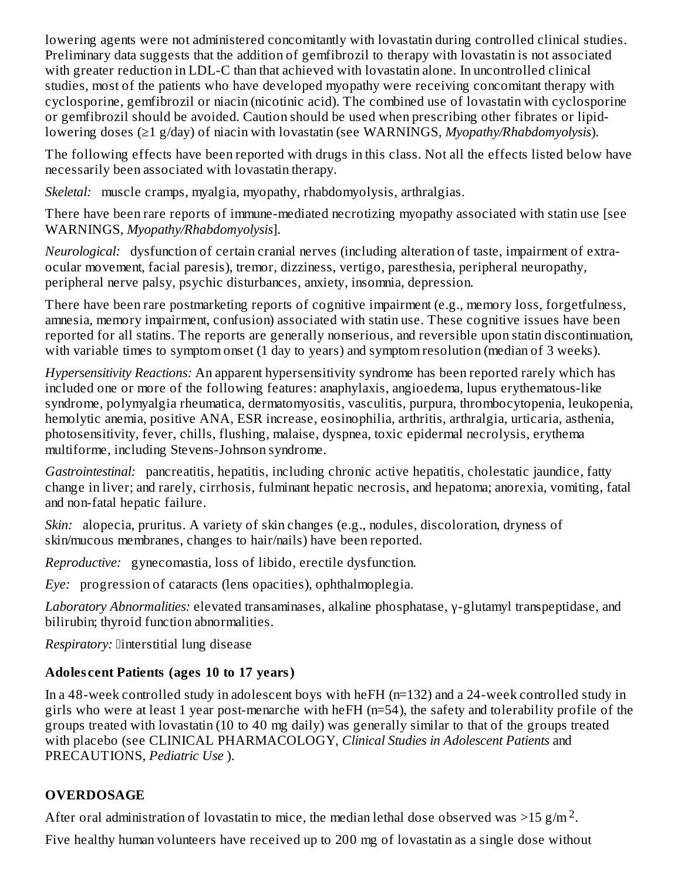lowering agents were not administered concomitantly with lovastatin during controlled clinical studies. Preliminary data suggests that the addition of gemfibrozil to therapy with lovastatin is not associated with greater reduction in LDL-C than that achieved with lovastatin alone. In uncontrolled clinical studies, most of the patients who have developed myopathy were receiving concomitant therapy with cyclosporine, gemfibrozil or niacin (nicotinic acid). The combined use of lovastatin with cyclosporine or gemfibrozil should be avoided. Caution should be used when prescribing other fibrates or lipid-lowering doses (≥1 g/day) of niacin with lovastatin (see WARNINGS, *Myopathy/Rhabdomyolysis*).

The following effects have been reported with drugs in this class. Not all the effects listed below have necessarily been associated with lovastatin therapy.

*Skeletal:* muscle cramps, myalgia, myopathy, rhabdomyolysis, arthralgias.

There have been rare reports of immune-mediated necrotizing myopathy associated with statin use [see WARNINGS, *Myopathy/Rhabdomyolysis*].

*Neurological:* dysfunction of certain cranial nerves (including alteration of taste, impairment of extra-ocular movement, facial paresis), tremor, dizziness, vertigo, paresthesia, peripheral neuropathy, peripheral nerve palsy, psychic disturbances, anxiety, insomnia, depression.

There have been rare postmarketing reports of cognitive impairment (e.g., memory loss, forgetfulness, amnesia, memory impairment, confusion) associated with statin use. These cognitive issues have been reported for all statins. The reports are generally nonserious, and reversible upon statin discontinuation, with variable times to symptom onset (1 day to years) and symptom resolution (median of 3 weeks).

*Hypersensitivity Reactions:* An apparent hypersensitivity syndrome has been reported rarely which has included one or more of the following features: anaphylaxis, angioedema, lupus erythematous-like syndrome, polymyalgia rheumatica, dermatomyositis, vasculitis, purpura, thrombocytopenia, leukopenia, hemolytic anemia, positive ANA, ESR increase, eosinophilia, arthritis, arthralgia, urticaria, asthenia, photosensitivity, fever, chills, flushing, malaise, dyspnea, toxic epidermal necrolysis, erythema multiforme, including Stevens-Johnson syndrome.

*Gastrointestinal:* pancreatitis, hepatitis, including chronic active hepatitis, cholestatic jaundice, fatty change in liver; and rarely, cirrhosis, fulminant hepatic necrosis, and hepatoma; anorexia, vomiting, fatal and non-fatal hepatic failure.

*Skin:* alopecia, pruritus. A variety of skin changes (e.g., nodules, discoloration, dryness of skin/mucous membranes, changes to hair/nails) have been reported.

*Reproductive:* gynecomastia, loss of libido, erectile dysfunction.

*Eye:* progression of cataracts (lens opacities), ophthalmoplegia.

*Laboratory Abnormalities:* elevated transaminases, alkaline phosphatase, γ-glutamyl transpeptidase, and bilirubin; thyroid function abnormalities.

*Respiratory:* interstitial lung disease

**Adolescent Patients (ages 10 to 17 years)**

In a 48-week controlled study in adolescent boys with heFH (n=132) and a 24-week controlled study in girls who were at least 1 year post-menarche with heFH (n=54), the safety and tolerability profile of the groups treated with lovastatin (10 to 40 mg daily) was generally similar to that of the groups treated with placebo (see CLINICAL PHARMACOLOGY, *Clinical Studies in Adolescent Patients* and PRECAUTIONS, *Pediatric Use* ).

## OVERDOSAGE

After oral administration of lovastatin to mice, the median lethal dose observed was >15 g/m$^2$.

Five healthy human volunteers have received up to 200 mg of lovastatin as a single dose without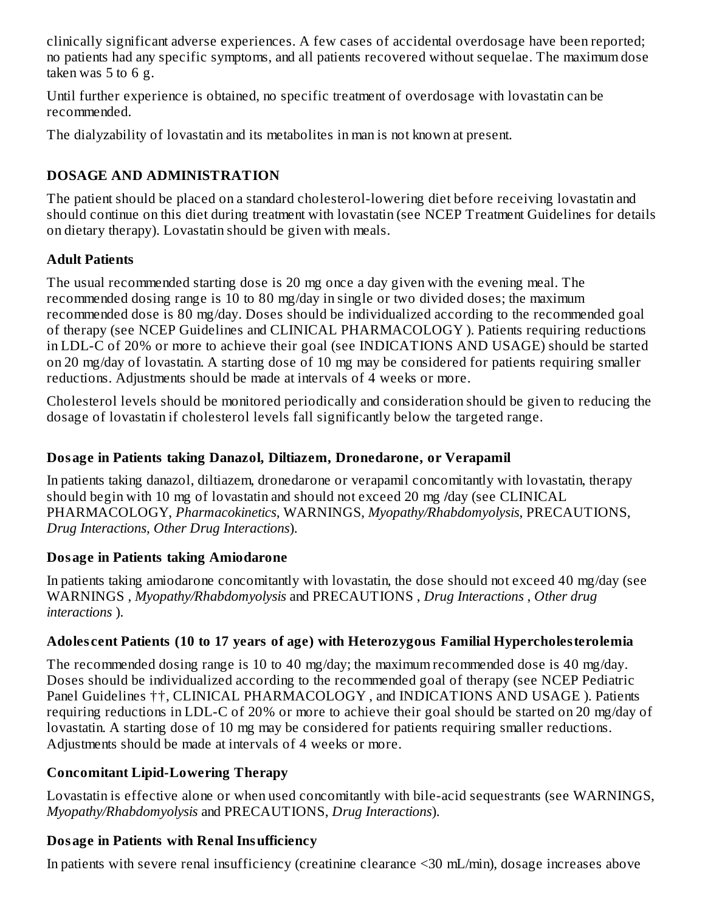clinically significant adverse experiences. A few cases of accidental overdosage have been reported; no patients had any specific symptoms, and all patients recovered without sequelae. The maximum dose taken was 5 to 6 g.

Until further experience is obtained, no specific treatment of overdosage with lovastatin can be recommended.

The dialyzability of lovastatin and its metabolites in man is not known at present.

## DOSAGE AND ADMINISTRATION

The patient should be placed on a standard cholesterol-lowering diet before receiving lovastatin and should continue on this diet during treatment with lovastatin (see NCEP Treatment Guidelines for details on dietary therapy). Lovastatin should be given with meals.

### Adult Patients

The usual recommended starting dose is 20 mg once a day given with the evening meal. The recommended dosing range is 10 to 80 mg/day in single or two divided doses; the maximum recommended dose is 80 mg/day. Doses should be individualized according to the recommended goal of therapy (see NCEP Guidelines and CLINICAL PHARMACOLOGY ). Patients requiring reductions in LDL-C of 20% or more to achieve their goal (see INDICATIONS AND USAGE) should be started on 20 mg/day of lovastatin. A starting dose of 10 mg may be considered for patients requiring smaller reductions. Adjustments should be made at intervals of 4 weeks or more.

Cholesterol levels should be monitored periodically and consideration should be given to reducing the dosage of lovastatin if cholesterol levels fall significantly below the targeted range.

### Dosage in Patients taking Danazol, Diltiazem, Dronedarone, or Verapamil

In patients taking danazol, diltiazem, dronedarone or verapamil concomitantly with lovastatin, therapy should begin with 10 mg of lovastatin and should not exceed 20 mg /day (see CLINICAL PHARMACOLOGY, *Pharmacokinetics*, WARNINGS, *Myopathy/Rhabdomyolysis*, PRECAUTIONS, *Drug Interactions, Other Drug Interactions*).

### Dosage in Patients taking Amiodarone

In patients taking amiodarone concomitantly with lovastatin, the dose should not exceed 40 mg/day (see WARNINGS , *Myopathy/Rhabdomyolysis* and PRECAUTIONS , *Drug Interactions* , *Other drug interactions* ).

### Adolescent Patients (10 to 17 years of age) with Heterozygous Familial Hypercholesterolemia

The recommended dosing range is 10 to 40 mg/day; the maximum recommended dose is 40 mg/day. Doses should be individualized according to the recommended goal of therapy (see NCEP Pediatric Panel Guidelines ††, CLINICAL PHARMACOLOGY , and INDICATIONS AND USAGE ). Patients requiring reductions in LDL-C of 20% or more to achieve their goal should be started on 20 mg/day of lovastatin. A starting dose of 10 mg may be considered for patients requiring smaller reductions. Adjustments should be made at intervals of 4 weeks or more.

### Concomitant Lipid-Lowering Therapy

Lovastatin is effective alone or when used concomitantly with bile-acid sequestrants (see WARNINGS, *Myopathy/Rhabdomyolysis* and PRECAUTIONS, *Drug Interactions*).

### Dosage in Patients with Renal Insufficiency

In patients with severe renal insufficiency (creatinine clearance <30 mL/min), dosage increases above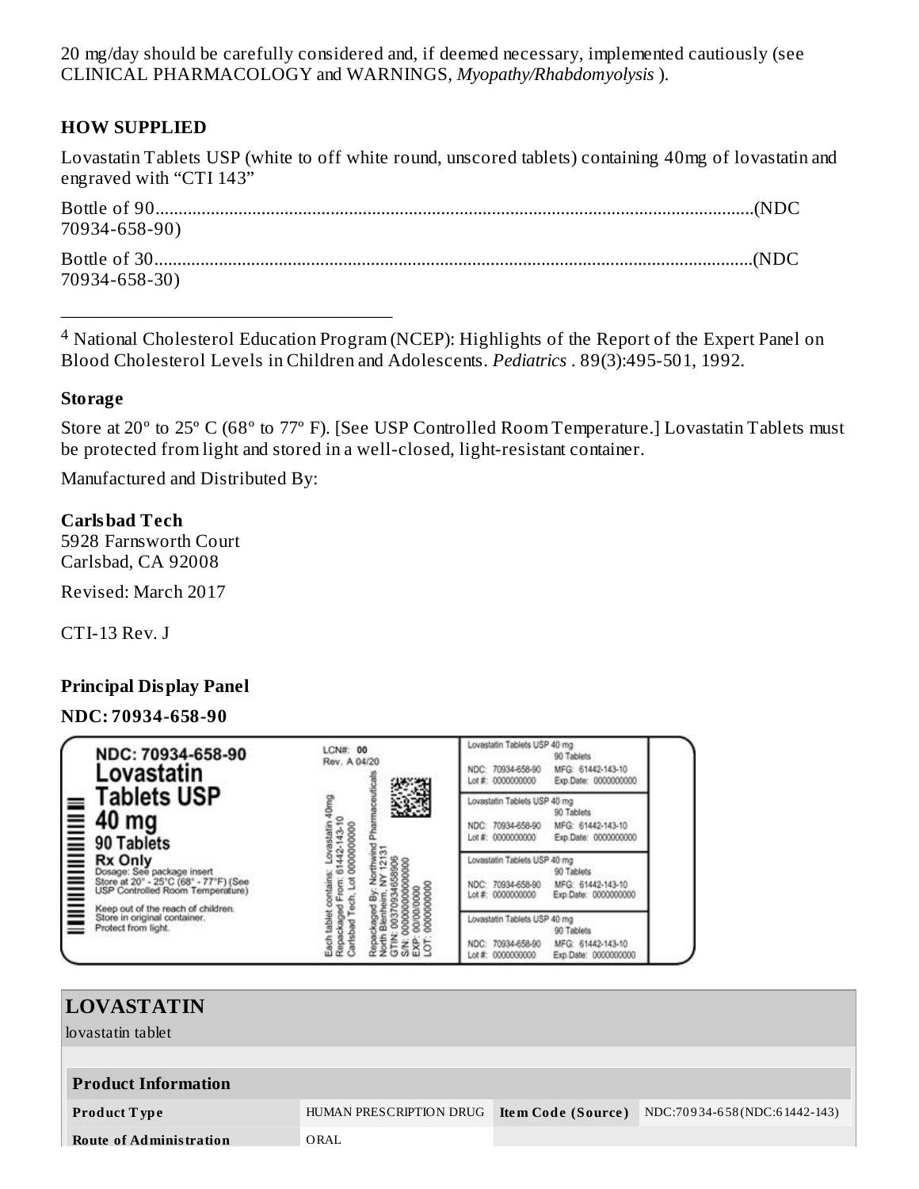20 mg/day should be carefully considered and, if deemed necessary, implemented cautiously (see CLINICAL PHARMACOLOGY and WARNINGS, *Myopathy/Rhabdomyolysis* ).

**HOW SUPPLIED**

Lovastatin Tablets USP (white to off white round, unscored tablets) containing 40mg of lovastatin and engraved with “CTI 143”

Bottle of 90..................................................................................................................................(NDC 70934-658-90)

Bottle of 30..................................................................................................................................(NDC 70934-658-30)

___________________________________

[4] National Cholesterol Education Program (NCEP): Highlights of the Report of the Expert Panel on Blood Cholesterol Levels in Children and Adolescents. *Pediatrics* . 89(3):495-501, 1992.

**Storage**

Store at 20º to 25º C (68º to 77º F). [See USP Controlled Room Temperature.] Lovastatin Tablets must be protected from light and stored in a well-closed, light-resistant container.

Manufactured and Distributed By:

**Carlsbad Tech**
5928 Farnsworth Court
Carlsbad, CA 92008

Revised: March 2017

CTI-13 Rev. J

**Principal Display Panel**

**NDC: 70934-658-90**

NDC: 70934-658-90
Lovastatin
Tablets USP
40 mg
90 Tablets
Rx Only
Dosage: See package insert
Store at 20° - 25°C (68° - 77°F) (See USP Controlled Room Temperature)
Keep out of the reach of children.
Store in original container.
Protect from light.

LCN#: 00
Rev. A 04/20

Each tablet contains: Lovastatin 40mg
Repackaged From: 61442-143-10
Carlsbad Tech, Lot 0000000000

Repackaged By: Northwind Pharmaceuticals
North Blenheim, NY 12131
GTIN: 00370934658906
S/N: 0000000000000
EXP: 00/00/0000
LOT: 0000000000

Lovastatin Tablets USP 40 mg
90 Tablets
NDC: 70934-658-90 MFG: 61442-143-10
Lot #: 0000000000 Exp.Date: 0000000000

| **LOVASTATIN** | | | |
|---|---|---|---|
| lovastatin tablet | | | |
| **Product Information** | | | |
| **Product Type** | HUMAN PRESCRIPTION DRUG | **Item Code (Source)** | NDC:70934-658(NDC:61442-143) |
| **Route of Administration** | ORAL | | |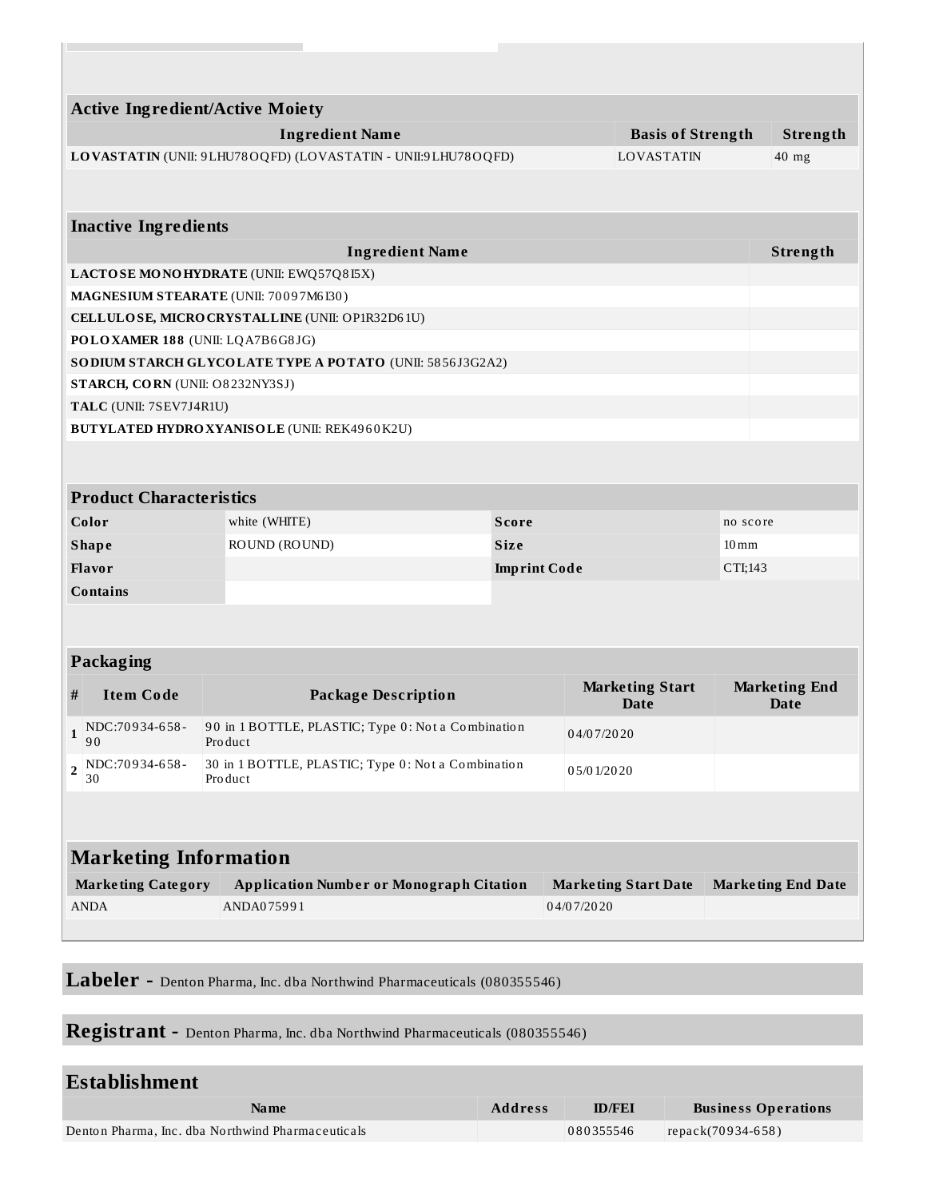| Active Ingredient/Active Moiety | | |
|---|---|---|
| **Ingredient Name** | **Basis of Strength** | **Strength** |
| **LOVASTATIN** (UNII: 9LHU78OQFD) (LOVASTATIN - UNII:9LHU78OQFD) | LOVASTATIN | 40 mg |

| Inactive Ingredients | |
|---|---|
| **Ingredient Name** | **Strength** |
| **LACTOSE MONOHYDRATE** (UNII: EWQ57Q8I5X) | |
| **MAGNESIUM STEARATE** (UNII: 70097M6I30) | |
| **CELLULOSE, MICROCRYSTALLINE** (UNII: OP1R32D61U) | |
| **POLOXAMER 188** (UNII: LQA7B6G8JG) | |
| **SODIUM STARCH GLYCOLATE TYPE A POTATO** (UNII: 5856J3G2A2) | |
| **STARCH, CORN** (UNII: O8232NY3SJ) | |
| **TALC** (UNII: 7SEV7J4R1U) | |
| **BUTYLATED HYDROXYANISOLE** (UNII: REK4960K2U) | |

| Product Characteristics | | | |
|---|---|---|---|
| **Color** | white (WHITE) | **Score** | no score |
| **Shape** | ROUND (ROUND) | **Size** | 10mm |
| **Flavor** | | **Imprint Code** | CTI;143 |
| **Contains** | | | |

| Packaging | | | | |
|---|---|---|---|---|
| **#** | **Item Code** | **Package Description** | **Marketing Start Date** | **Marketing End Date** |
| **1** | NDC:70934-658-90 | 90 in 1 BOTTLE, PLASTIC; Type 0: Not a Combination Product | 04/07/2020 | |
| **2** | NDC:70934-658-30 | 30 in 1 BOTTLE, PLASTIC; Type 0: Not a Combination Product | 05/01/2020 | |

| Marketing Information | | | |
|---|---|---|---|
| **Marketing Category** | **Application Number or Monograph Citation** | **Marketing Start Date** | **Marketing End Date** |
| ANDA | ANDA075991 | 04/07/2020 | |

**Labeler -** Denton Pharma, Inc. dba Northwind Pharmaceuticals (080355546)

**Registrant -** Denton Pharma, Inc. dba Northwind Pharmaceuticals (080355546)

| Establishment | | | |
|---|---|---|---|
| **Name** | **Address** | **ID/FEI** | **Business Operations** |
| Denton Pharma, Inc. dba Northwind Pharmaceuticals | | 080355546 | repack(70934-658) |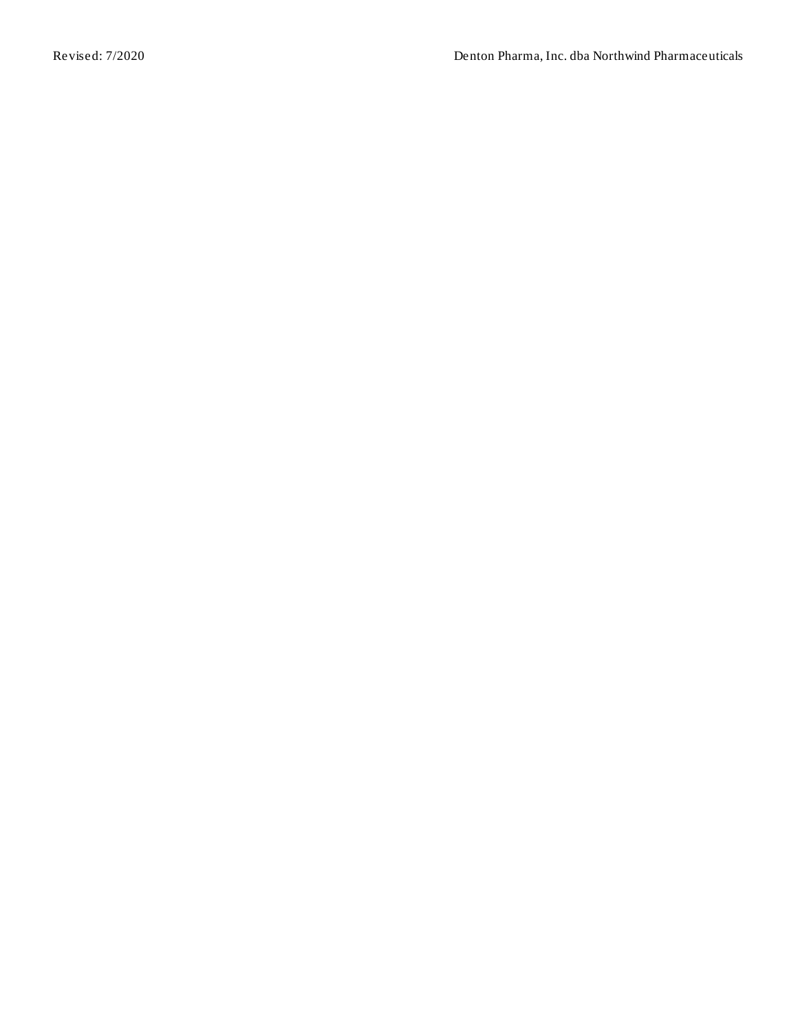Revised: 7/2020

Denton Pharma, Inc. dba Northwind Pharmaceuticals